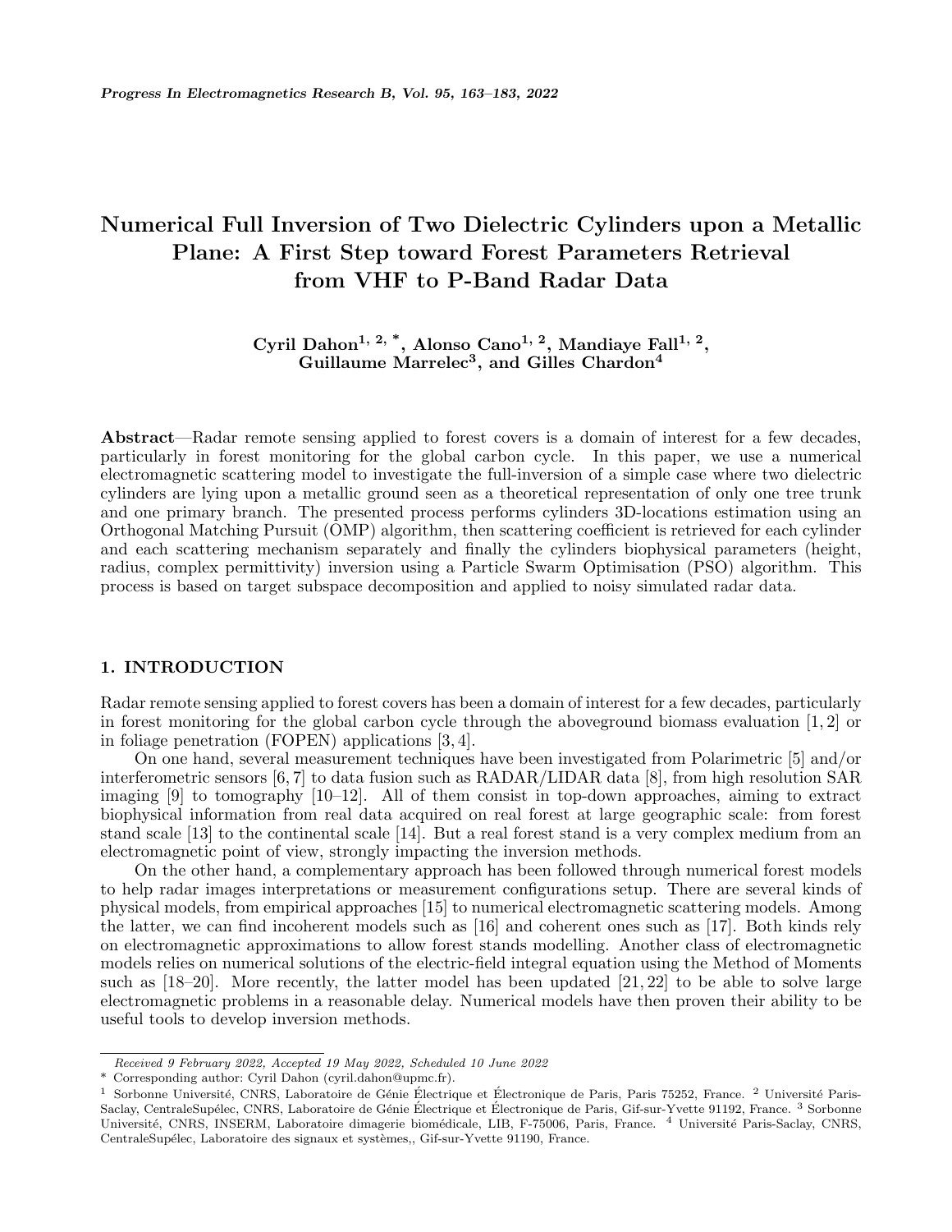# Numerical Full Inversion of Two Dielectric Cylinders upon a Metallic Plane: A First Step toward Forest Parameters Retrieval from VHF to P-Band Radar Data

**Cyril Dahon[1, 2, *], Alonso Cano[1, 2], Mandiaye Fall[1, 2], Guillaume Marrelec[3], and Gilles Chardon[4]**

**Abstract**—Radar remote sensing applied to forest covers is a domain of interest for a few decades, particularly in forest monitoring for the global carbon cycle. In this paper, we use a numerical electromagnetic scattering model to investigate the full-inversion of a simple case where two dielectric cylinders are lying upon a metallic ground seen as a theoretical representation of only one tree trunk and one primary branch. The presented process performs cylinders 3D-locations estimation using an Orthogonal Matching Pursuit (OMP) algorithm, then scattering coefficient is retrieved for each cylinder and each scattering mechanism separately and finally the cylinders biophysical parameters (height, radius, complex permittivity) inversion using a Particle Swarm Optimisation (PSO) algorithm. This process is based on target subspace decomposition and applied to noisy simulated radar data.

## 1. INTRODUCTION

Radar remote sensing applied to forest covers has been a domain of interest for a few decades, particularly in forest monitoring for the global carbon cycle through the aboveground biomass evaluation [1, 2] or in foliage penetration (FOPEN) applications [3, 4].

On one hand, several measurement techniques have been investigated from Polarimetric [5] and/or interferometric sensors [6, 7] to data fusion such as RADAR/LIDAR data [8], from high resolution SAR imaging [9] to tomography [10–12]. All of them consist in top-down approaches, aiming to extract biophysical information from real data acquired on real forest at large geographic scale: from forest stand scale [13] to the continental scale [14]. But a real forest stand is a very complex medium from an electromagnetic point of view, strongly impacting the inversion methods.

On the other hand, a complementary approach has been followed through numerical forest models to help radar images interpretations or measurement configurations setup. There are several kinds of physical models, from empirical approaches [15] to numerical electromagnetic scattering models. Among the latter, we can find incoherent models such as [16] and coherent ones such as [17]. Both kinds rely on electromagnetic approximations to allow forest stands modelling. Another class of electromagnetic models relies on numerical solutions of the electric-field integral equation using the Method of Moments such as [18–20]. More recently, the latter model has been updated [21, 22] to be able to solve large electromagnetic problems in a reasonable delay. Numerical models have then proven their ability to be useful tools to develop inversion methods.

---

*Received 9 February 2022, Accepted 19 May 2022, Scheduled 10 June 2022*

\* Corresponding author: Cyril Dahon (cyril.dahon@upmc.fr).

[1] Sorbonne Université, CNRS, Laboratoire de Génie Électrique et Électronique de Paris, Paris 75252, France. [2] Université Paris-Saclay, CentraleSupélec, CNRS, Laboratoire de Génie Électrique et Électronique de Paris, Gif-sur-Yvette 91192, France. [3] Sorbonne Université, CNRS, INSERM, Laboratoire dimagerie biomédicale, LIB, F-75006, Paris, France. [4] Université Paris-Saclay, CNRS, CentraleSupélec, Laboratoire des signaux et systèmes,, Gif-sur-Yvette 91190, France.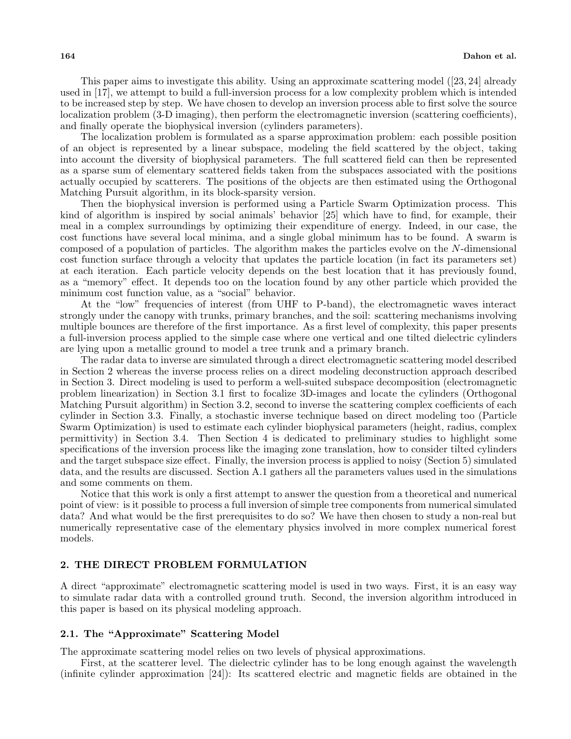This paper aims to investigate this ability. Using an approximate scattering model ([23, 24] already used in [17], we attempt to build a full-inversion process for a low complexity problem which is intended to be increased step by step. We have chosen to develop an inversion process able to first solve the source localization problem (3-D imaging), then perform the electromagnetic inversion (scattering coefficients), and finally operate the biophysical inversion (cylinders parameters).

The localization problem is formulated as a sparse approximation problem: each possible position of an object is represented by a linear subspace, modeling the field scattered by the object, taking into account the diversity of biophysical parameters. The full scattered field can then be represented as a sparse sum of elementary scattered fields taken from the subspaces associated with the positions actually occupied by scatterers. The positions of the objects are then estimated using the Orthogonal Matching Pursuit algorithm, in its block-sparsity version.

Then the biophysical inversion is performed using a Particle Swarm Optimization process. This kind of algorithm is inspired by social animals' behavior [25] which have to find, for example, their meal in a complex surroundings by optimizing their expenditure of energy. Indeed, in our case, the cost functions have several local minima, and a single global minimum has to be found. A swarm is composed of a population of particles. The algorithm makes the particles evolve on the $N$-dimensional cost function surface through a velocity that updates the particle location (in fact its parameters set) at each iteration. Each particle velocity depends on the best location that it has previously found, as a "memory" effect. It depends too on the location found by any other particle which provided the minimum cost function value, as a "social" behavior.

At the "low" frequencies of interest (from UHF to P-band), the electromagnetic waves interact strongly under the canopy with trunks, primary branches, and the soil: scattering mechanisms involving multiple bounces are therefore of the first importance. As a first level of complexity, this paper presents a full-inversion process applied to the simple case where one vertical and one tilted dielectric cylinders are lying upon a metallic ground to model a tree trunk and a primary branch.

The radar data to inverse are simulated through a direct electromagnetic scattering model described in Section 2 whereas the inverse process relies on a direct modeling deconstruction approach described in Section 3. Direct modeling is used to perform a well-suited subspace decomposition (electromagnetic problem linearization) in Section 3.1 first to focalize 3D-images and locate the cylinders (Orthogonal Matching Pursuit algorithm) in Section 3.2, second to inverse the scattering complex coefficients of each cylinder in Section 3.3. Finally, a stochastic inverse technique based on direct modeling too (Particle Swarm Optimization) is used to estimate each cylinder biophysical parameters (height, radius, complex permittivity) in Section 3.4. Then Section 4 is dedicated to preliminary studies to highlight some specifications of the inversion process like the imaging zone translation, how to consider tilted cylinders and the target subspace size effect. Finally, the inversion process is applied to noisy (Section 5) simulated data, and the results are discussed. Section A.1 gathers all the parameters values used in the simulations and some comments on them.

Notice that this work is only a first attempt to answer the question from a theoretical and numerical point of view: is it possible to process a full inversion of simple tree components from numerical simulated data? And what would be the first prerequisites to do so? We have then chosen to study a non-real but numerically representative case of the elementary physics involved in more complex numerical forest models.

## 2. THE DIRECT PROBLEM FORMULATION

A direct "approximate" electromagnetic scattering model is used in two ways. First, it is an easy way to simulate radar data with a controlled ground truth. Second, the inversion algorithm introduced in this paper is based on its physical modeling approach.

### 2.1. The "Approximate" Scattering Model

The approximate scattering model relies on two levels of physical approximations.

First, at the scatterer level. The dielectric cylinder has to be long enough against the wavelength (infinite cylinder approximation [24]): Its scattered electric and magnetic fields are obtained in the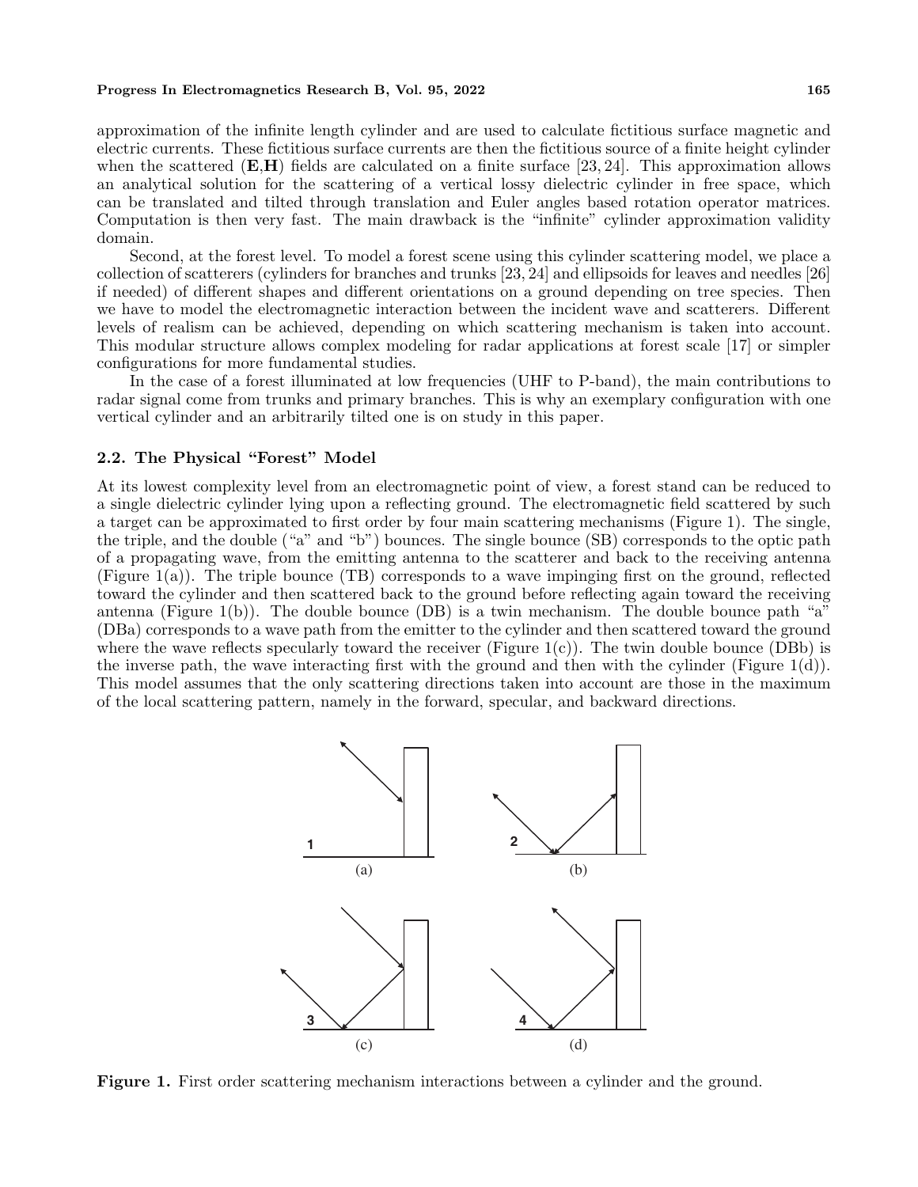approximation of the infinite length cylinder and are used to calculate fictitious surface magnetic and electric currents. These fictitious surface currents are then the fictitious source of a finite height cylinder when the scattered (**E**,**H**) fields are calculated on a finite surface [23, 24]. This approximation allows an analytical solution for the scattering of a vertical lossy dielectric cylinder in free space, which can be translated and tilted through translation and Euler angles based rotation operator matrices. Computation is then very fast. The main drawback is the "infinite" cylinder approximation validity domain.

Second, at the forest level. To model a forest scene using this cylinder scattering model, we place a collection of scatterers (cylinders for branches and trunks [23, 24] and ellipsoids for leaves and needles [26] if needed) of different shapes and different orientations on a ground depending on tree species. Then we have to model the electromagnetic interaction between the incident wave and scatterers. Different levels of realism can be achieved, depending on which scattering mechanism is taken into account. This modular structure allows complex modeling for radar applications at forest scale [17] or simpler configurations for more fundamental studies.

In the case of a forest illuminated at low frequencies (UHF to P-band), the main contributions to radar signal come from trunks and primary branches. This is why an exemplary configuration with one vertical cylinder and an arbitrarily tilted one is on study in this paper.

### 2.2. The Physical "Forest" Model

At its lowest complexity level from an electromagnetic point of view, a forest stand can be reduced to a single dielectric cylinder lying upon a reflecting ground. The electromagnetic field scattered by such a target can be approximated to first order by four main scattering mechanisms (Figure 1). The single, the triple, and the double ("a" and "b") bounces. The single bounce (SB) corresponds to the optic path of a propagating wave, from the emitting antenna to the scatterer and back to the receiving antenna (Figure 1(a)). The triple bounce (TB) corresponds to a wave impinging first on the ground, reflected toward the cylinder and then scattered back to the ground before reflecting again toward the receiving antenna (Figure 1(b)). The double bounce (DB) is a twin mechanism. The double bounce path "a" (DBa) corresponds to a wave path from the emitter to the cylinder and then scattered toward the ground where the wave reflects specularly toward the receiver (Figure 1(c)). The twin double bounce (DBb) is the inverse path, the wave interacting first with the ground and then with the cylinder (Figure 1(d)). This model assumes that the only scattering directions taken into account are those in the maximum of the local scattering pattern, namely in the forward, specular, and backward directions.

**Figure 1.** First order scattering mechanism interactions between a cylinder and the ground.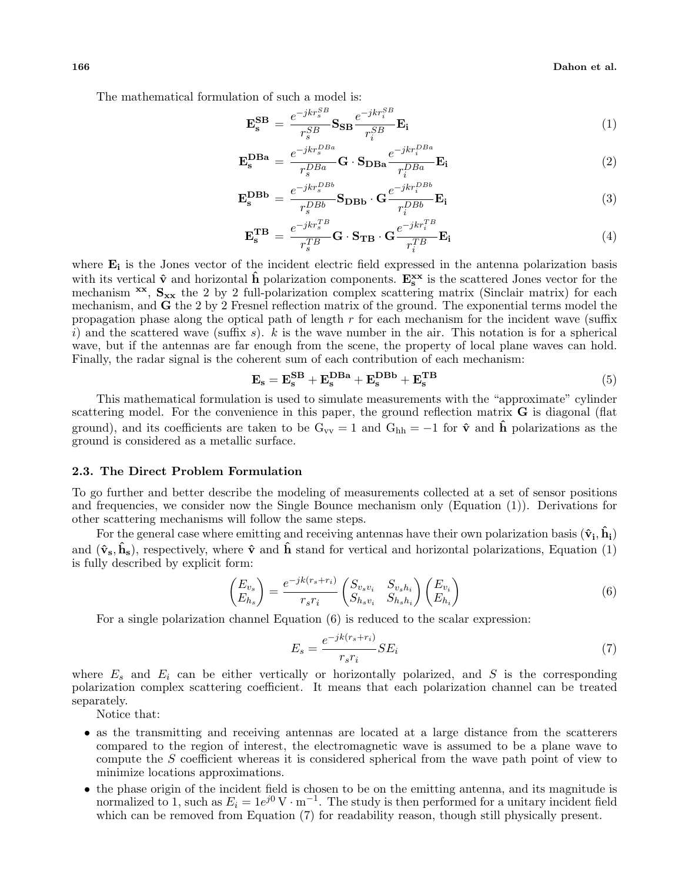The mathematical formulation of such a model is:

$$\mathbf{E_s^{SB}} = \frac{e^{-jkr_s^{SB}}}{r_s^{SB}} \mathbf{S_{SB}} \frac{e^{-jkr_i^{SB}}}{r_i^{SB}} \mathbf{E_i} \tag{1}$$

$$\mathbf{E_s^{DBa}} = \frac{e^{-jkr_s^{DBa}}}{r_s^{DBa}} \mathbf{G} \cdot \mathbf{S_{DBa}} \frac{e^{-jkr_i^{DBa}}}{r_i^{DBa}} \mathbf{E_i} \tag{2}$$

$$\mathbf{E_s^{DBb}} = \frac{e^{-jkr_s^{DBb}}}{r_s^{DBb}} \mathbf{S_{DBb}} \cdot \mathbf{G} \frac{e^{-jkr_i^{DBb}}}{r_i^{DBb}} \mathbf{E_i} \tag{3}$$

$$\mathbf{E_s^{TB}} = \frac{e^{-jkr_s^{TB}}}{r_s^{TB}} \mathbf{G} \cdot \mathbf{S_{TB}} \cdot \mathbf{G} \frac{e^{-jkr_i^{TB}}}{r_i^{TB}} \mathbf{E_i} \tag{4}$$

where $\mathbf{E_i}$ is the Jones vector of the incident electric field expressed in the antenna polarization basis with its vertical $\hat{\mathbf{v}}$ and horizontal $\hat{\mathbf{h}}$ polarization components. $\mathbf{E_s^{xx}}$ is the scattered Jones vector for the mechanism $^{\mathbf{xx}}$, $\mathbf{S_{xx}}$ the 2 by 2 full-polarization complex scattering matrix (Sinclair matrix) for each mechanism, and $\mathbf{G}$ the 2 by 2 Fresnel reflection matrix of the ground. The exponential terms model the propagation phase along the optical path of length $r$ for each mechanism for the incident wave (suffix $i$) and the scattered wave (suffix $s$). $k$ is the wave number in the air. This notation is for a spherical wave, but if the antennas are far enough from the scene, the property of local plane waves can hold. Finally, the radar signal is the coherent sum of each contribution of each mechanism:

$$\mathbf{E_s} = \mathbf{E_s^{SB}} + \mathbf{E_s^{DBa}} + \mathbf{E_s^{DBb}} + \mathbf{E_s^{TB}} \tag{5}$$

This mathematical formulation is used to simulate measurements with the "approximate" cylinder scattering model. For the convenience in this paper, the ground reflection matrix $\mathbf{G}$ is diagonal (flat ground), and its coefficients are taken to be $\mathrm{G_{vv}} = 1$ and $\mathrm{G_{hh}} = -1$ for $\hat{\mathbf{v}}$ and $\hat{\mathbf{h}}$ polarizations as the ground is considered as a metallic surface.

### 2.3. The Direct Problem Formulation

To go further and better describe the modeling of measurements collected at a set of sensor positions and frequencies, we consider now the Single Bounce mechanism only (Equation (1)). Derivations for other scattering mechanisms will follow the same steps.

For the general case where emitting and receiving antennas have their own polarization basis $(\hat{\mathbf{v}}_\mathbf{i}, \hat{\mathbf{h}}_\mathbf{i})$ and $(\hat{\mathbf{v}}_\mathbf{s}, \hat{\mathbf{h}}_\mathbf{s})$, respectively, where $\hat{\mathbf{v}}$ and $\hat{\mathbf{h}}$ stand for vertical and horizontal polarizations, Equation (1) is fully described by explicit form:

$$\begin{pmatrix} E_{v_s} \\ E_{h_s} \end{pmatrix} = \frac{e^{-jk(r_s+r_i)}}{r_s r_i} \begin{pmatrix} S_{v_s v_i} & S_{v_s h_i} \\ S_{h_s v_i} & S_{h_s h_i} \end{pmatrix} \begin{pmatrix} E_{v_i} \\ E_{h_i} \end{pmatrix} \tag{6}$$

For a single polarization channel Equation (6) is reduced to the scalar expression:

$$E_s = \frac{e^{-jk(r_s+r_i)}}{r_s r_i} S E_i \tag{7}$$

where $E_s$ and $E_i$ can be either vertically or horizontally polarized, and $S$ is the corresponding polarization complex scattering coefficient. It means that each polarization channel can be treated separately.

Notice that:

- as the transmitting and receiving antennas are located at a large distance from the scatterers compared to the region of interest, the electromagnetic wave is assumed to be a plane wave to compute the $S$ coefficient whereas it is considered spherical from the wave path point of view to minimize locations approximations.
- the phase origin of the incident field is chosen to be on the emitting antenna, and its magnitude is normalized to 1, such as $E_i = 1e^{j0}\,\mathrm{V\cdot m^{-1}}$. The study is then performed for a unitary incident field which can be removed from Equation (7) for readability reason, though still physically present.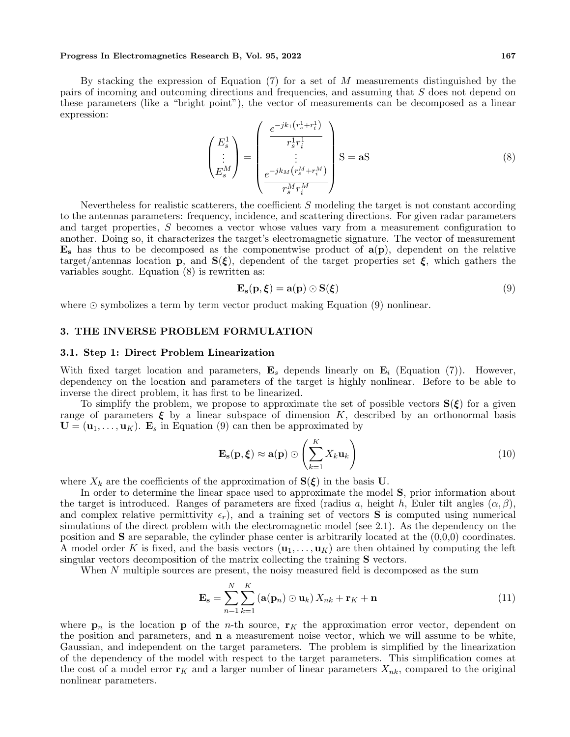By stacking the expression of Equation (7) for a set of $M$ measurements distinguished by the pairs of incoming and outcoming directions and frequencies, and assuming that $S$ does not depend on these parameters (like a "bright point"), the vector of measurements can be decomposed as a linear expression:

$$\begin{pmatrix} E_s^1 \\ \vdots \\ E_s^M \end{pmatrix} = \begin{pmatrix} \dfrac{e^{-jk_1\left(r_s^1+r_i^1\right)}}{r_s^1 r_i^1} \\ \vdots \\ \dfrac{e^{-jk_M\left(r_s^M+r_i^M\right)}}{r_s^M r_i^M} \end{pmatrix} \mathrm{S} = \mathbf{a}\mathrm{S} \tag{8}$$

Nevertheless for realistic scatterers, the coefficient $S$ modeling the target is not constant according to the antennas parameters: frequency, incidence, and scattering directions. For given radar parameters and target properties, $S$ becomes a vector whose values vary from a measurement configuration to another. Doing so, it characterizes the target's electromagnetic signature. The vector of measurement $\mathbf{E_s}$ has thus to be decomposed as the componentwise product of $\mathbf{a}(\mathbf{p})$, dependent on the relative target/antennas location $\mathbf{p}$, and $\mathbf{S}(\boldsymbol{\xi})$, dependent of the target properties set $\boldsymbol{\xi}$, which gathers the variables sought. Equation (8) is rewritten as:

$$\mathbf{E_s}(\mathbf{p}, \boldsymbol{\xi}) = \mathbf{a}(\mathbf{p}) \odot \mathbf{S}(\boldsymbol{\xi}) \tag{9}$$

where $\odot$ symbolizes a term by term vector product making Equation (9) nonlinear.

## 3. THE INVERSE PROBLEM FORMULATION

### 3.1. Step 1: Direct Problem Linearization

With fixed target location and parameters, $\mathbf{E}_s$ depends linearly on $\mathbf{E}_i$ (Equation (7)). However, dependency on the location and parameters of the target is highly nonlinear. Before to be able to inverse the direct problem, it has first to be linearized.

To simplify the problem, we propose to approximate the set of possible vectors $\mathbf{S}(\boldsymbol{\xi})$ for a given range of parameters $\boldsymbol{\xi}$ by a linear subspace of dimension $K$, described by an orthonormal basis $\mathbf{U} = (\mathbf{u}_1, \ldots, \mathbf{u}_K)$. $\mathbf{E}_s$ in Equation (9) can then be approximated by

$$\mathbf{E_s}(\mathbf{p}, \boldsymbol{\xi}) \approx \mathbf{a}(\mathbf{p}) \odot \left( \sum_{k=1}^{K} X_k \mathbf{u}_k \right) \tag{10}$$

where $X_k$ are the coefficients of the approximation of $\mathbf{S}(\boldsymbol{\xi})$ in the basis $\mathbf{U}$.

In order to determine the linear space used to approximate the model $\mathbf{S}$, prior information about the target is introduced. Ranges of parameters are fixed (radius $a$, height $h$, Euler tilt angles $(\alpha, \beta)$, and complex relative permittivity $\epsilon_r$), and a training set of vectors $\mathbf{S}$ is computed using numerical simulations of the direct problem with the electromagnetic model (see 2.1). As the dependency on the position and $\mathbf{S}$ are separable, the cylinder phase center is arbitrarily located at the (0,0,0) coordinates. A model order $K$ is fixed, and the basis vectors $(\mathbf{u}_1, \ldots, \mathbf{u}_K)$ are then obtained by computing the left singular vectors decomposition of the matrix collecting the training $\mathbf{S}$ vectors.

When $N$ multiple sources are present, the noisy measured field is decomposed as the sum

$$\mathbf{E_s} = \sum_{n=1}^{N} \sum_{k=1}^{K} \left( \mathbf{a}(\mathbf{p}_n) \odot \mathbf{u}_k \right) X_{nk} + \mathbf{r}_K + \mathbf{n} \tag{11}$$

where $\mathbf{p}_n$ is the location $\mathbf{p}$ of the $n$-th source, $\mathbf{r}_K$ the approximation error vector, dependent on the position and parameters, and $\mathbf{n}$ a measurement noise vector, which we will assume to be white, Gaussian, and independent on the target parameters. The problem is simplified by the linearization of the dependency of the model with respect to the target parameters. This simplification comes at the cost of a model error $\mathbf{r}_K$ and a larger number of linear parameters $X_{nk}$, compared to the original nonlinear parameters.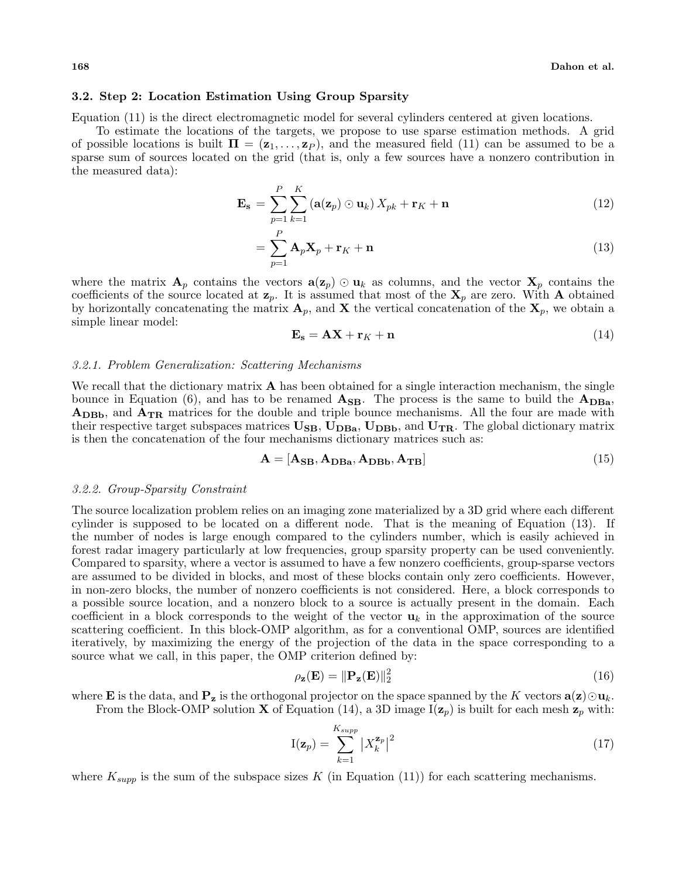### 3.2. Step 2: Location Estimation Using Group Sparsity

Equation (11) is the direct electromagnetic model for several cylinders centered at given locations.

To estimate the locations of the targets, we propose to use sparse estimation methods. A grid of possible locations is built $\mathbf{\Pi} = (\mathbf{z}_1, \ldots, \mathbf{z}_P)$, and the measured field (11) can be assumed to be a sparse sum of sources located on the grid (that is, only a few sources have a nonzero contribution in the measured data):

$$\mathbf{E_s} = \sum_{p=1}^{P} \sum_{k=1}^{K} (\mathbf{a}(\mathbf{z}_p) \odot \mathbf{u}_k) X_{pk} + \mathbf{r}_K + \mathbf{n} \tag{12}$$

$$= \sum_{p=1}^{P} \mathbf{A}_p \mathbf{X}_p + \mathbf{r}_K + \mathbf{n} \tag{13}$$

where the matrix $\mathbf{A}_p$ contains the vectors $\mathbf{a}(\mathbf{z}_p) \odot \mathbf{u}_k$ as columns, and the vector $\mathbf{X}_p$ contains the coefficients of the source located at $\mathbf{z}_p$. It is assumed that most of the $\mathbf{X}_p$ are zero. With $\mathbf{A}$ obtained by horizontally concatenating the matrix $\mathbf{A}_p$, and $\mathbf{X}$ the vertical concatenation of the $\mathbf{X}_p$, we obtain a simple linear model:

$$\mathbf{E_s} = \mathbf{A}\mathbf{X} + \mathbf{r}_K + \mathbf{n} \tag{14}$$

#### *3.2.1. Problem Generalization: Scattering Mechanisms*

We recall that the dictionary matrix $\mathbf{A}$ has been obtained for a single interaction mechanism, the single bounce in Equation (6), and has to be renamed $\mathbf{A_{SB}}$. The process is the same to build the $\mathbf{A_{DBa}}$, $\mathbf{A_{DBb}}$, and $\mathbf{A_{TR}}$ matrices for the double and triple bounce mechanisms. All the four are made with their respective target subspaces matrices $\mathbf{U_{SB}}$, $\mathbf{U_{DBa}}$, $\mathbf{U_{DBb}}$, and $\mathbf{U_{TR}}$. The global dictionary matrix is then the concatenation of the four mechanisms dictionary matrices such as:

$$\mathbf{A} = [\mathbf{A_{SB}}, \mathbf{A_{DBa}}, \mathbf{A_{DBb}}, \mathbf{A_{TB}}] \tag{15}$$

#### *3.2.2. Group-Sparsity Constraint*

The source localization problem relies on an imaging zone materialized by a 3D grid where each different cylinder is supposed to be located on a different node. That is the meaning of Equation (13). If the number of nodes is large enough compared to the cylinders number, which is easily achieved in forest radar imagery particularly at low frequencies, group sparsity property can be used conveniently. Compared to sparsity, where a vector is assumed to have a few nonzero coefficients, group-sparse vectors are assumed to be divided in blocks, and most of these blocks contain only zero coefficients. However, in non-zero blocks, the number of nonzero coefficients is not considered. Here, a block corresponds to a possible source location, and a nonzero block to a source is actually present in the domain. Each coefficient in a block corresponds to the weight of the vector $\mathbf{u}_k$ in the approximation of the source scattering coefficient. In this block-OMP algorithm, as for a conventional OMP, sources are identified iteratively, by maximizing the energy of the projection of the data in the space corresponding to a source what we call, in this paper, the OMP criterion defined by:

$$\rho_{\mathbf{z}}(\mathbf{E}) = \|\mathbf{P}_{\mathbf{z}}(\mathbf{E})\|_2^2 \tag{16}$$

where $\mathbf{E}$ is the data, and $\mathbf{P}_{\mathbf{z}}$ is the orthogonal projector on the space spanned by the $K$ vectors $\mathbf{a}(\mathbf{z}) \odot \mathbf{u}_k$.

From the Block-OMP solution $\mathbf{X}$ of Equation (14), a 3D image $\mathrm{I}(\mathbf{z}_p)$ is built for each mesh $\mathbf{z}_p$ with:

$$\mathrm{I}(\mathbf{z}_p) = \sum_{k=1}^{K_{supp}} \left| X_k^{\mathbf{z}_p} \right|^2 \tag{17}$$

where $K_{supp}$ is the sum of the subspace sizes $K$ (in Equation (11)) for each scattering mechanisms.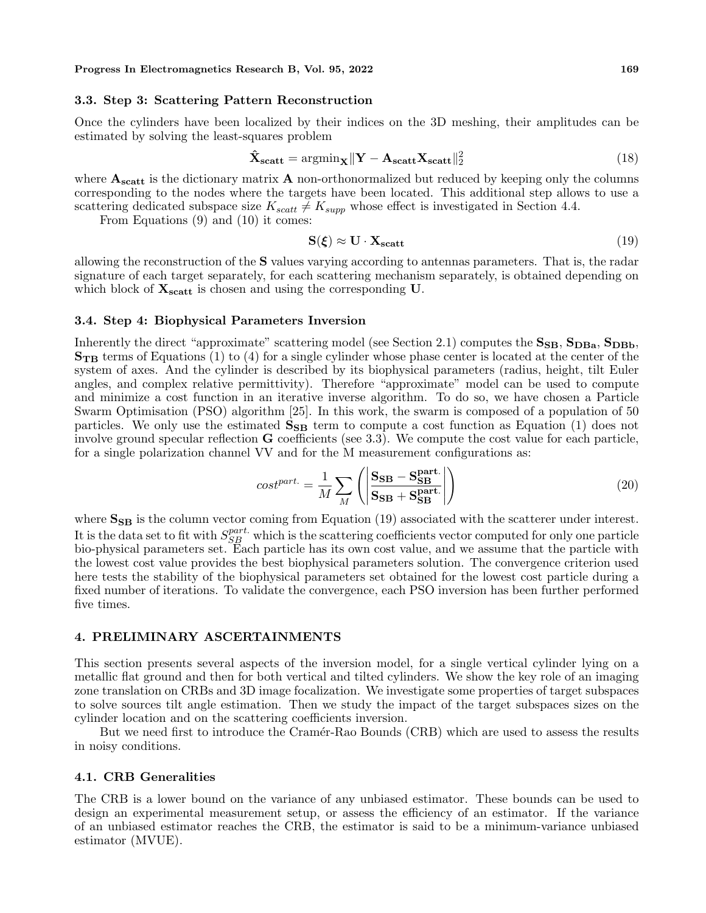### 3.3. Step 3: Scattering Pattern Reconstruction

Once the cylinders have been localized by their indices on the 3D meshing, their amplitudes can be estimated by solving the least-squares problem

$$\hat{\mathbf{X}}_{\mathbf{scatt}} = \mathrm{argmin}_{\mathbf{X}} \|\mathbf{Y} - \mathbf{A}_{\mathbf{scatt}} \mathbf{X}_{\mathbf{scatt}}\|_2^2 \tag{18}$$

where $\mathbf{A}_{\mathbf{scatt}}$ is the dictionary matrix $\mathbf{A}$ non-orthonormalized but reduced by keeping only the columns corresponding to the nodes where the targets have been located. This additional step allows to use a scattering dedicated subspace size $K_{scatt} \neq K_{supp}$ whose effect is investigated in Section 4.4.

From Equations (9) and (10) it comes:

$$\mathbf{S}(\boldsymbol{\xi}) \approx \mathbf{U} \cdot \mathbf{X}_{\mathbf{scatt}} \tag{19}$$

allowing the reconstruction of the $\mathbf{S}$ values varying according to antennas parameters. That is, the radar signature of each target separately, for each scattering mechanism separately, is obtained depending on which block of $\mathbf{X}_{\mathbf{scatt}}$ is chosen and using the corresponding $\mathbf{U}$.

### 3.4. Step 4: Biophysical Parameters Inversion

Inherently the direct "approximate" scattering model (see Section 2.1) computes the $\mathbf{S}_{\mathbf{SB}}$, $\mathbf{S}_{\mathbf{DBa}}$, $\mathbf{S}_{\mathbf{DBb}}$, $\mathbf{S}_{\mathbf{TB}}$ terms of Equations (1) to (4) for a single cylinder whose phase center is located at the center of the system of axes. And the cylinder is described by its biophysical parameters (radius, height, tilt Euler angles, and complex relative permittivity). Therefore "approximate" model can be used to compute and minimize a cost function in an iterative inverse algorithm. To do so, we have chosen a Particle Swarm Optimisation (PSO) algorithm [25]. In this work, the swarm is composed of a population of 50 particles. We only use the estimated $\mathbf{S}_{\mathbf{SB}}$ term to compute a cost function as Equation (1) does not involve ground specular reflection $\mathbf{G}$ coefficients (see 3.3). We compute the cost value for each particle, for a single polarization channel VV and for the M measurement configurations as:

$$cost^{part.} = \frac{1}{M} \sum_{M} \left( \left| \frac{\mathbf{S}_{\mathbf{SB}} - \mathbf{S}_{\mathbf{SB}}^{\mathbf{part.}}}{\mathbf{S}_{\mathbf{SB}} + \mathbf{S}_{\mathbf{SB}}^{\mathbf{part.}}} \right| \right) \tag{20}$$

where $\mathbf{S}_{\mathbf{SB}}$ is the column vector coming from Equation (19) associated with the scatterer under interest. It is the data set to fit with $S_{SB}^{part.}$ which is the scattering coefficients vector computed for only one particle bio-physical parameters set. Each particle has its own cost value, and we assume that the particle with the lowest cost value provides the best biophysical parameters solution. The convergence criterion used here tests the stability of the biophysical parameters set obtained for the lowest cost particle during a fixed number of iterations. To validate the convergence, each PSO inversion has been further performed five times.

## 4. PRELIMINARY ASCERTAINMENTS

This section presents several aspects of the inversion model, for a single vertical cylinder lying on a metallic flat ground and then for both vertical and tilted cylinders. We show the key role of an imaging zone translation on CRBs and 3D image focalization. We investigate some properties of target subspaces to solve sources tilt angle estimation. Then we study the impact of the target subspaces sizes on the cylinder location and on the scattering coefficients inversion.

But we need first to introduce the Cramér-Rao Bounds (CRB) which are used to assess the results in noisy conditions.

### 4.1. CRB Generalities

The CRB is a lower bound on the variance of any unbiased estimator. These bounds can be used to design an experimental measurement setup, or assess the efficiency of an estimator. If the variance of an unbiased estimator reaches the CRB, the estimator is said to be a minimum-variance unbiased estimator (MVUE).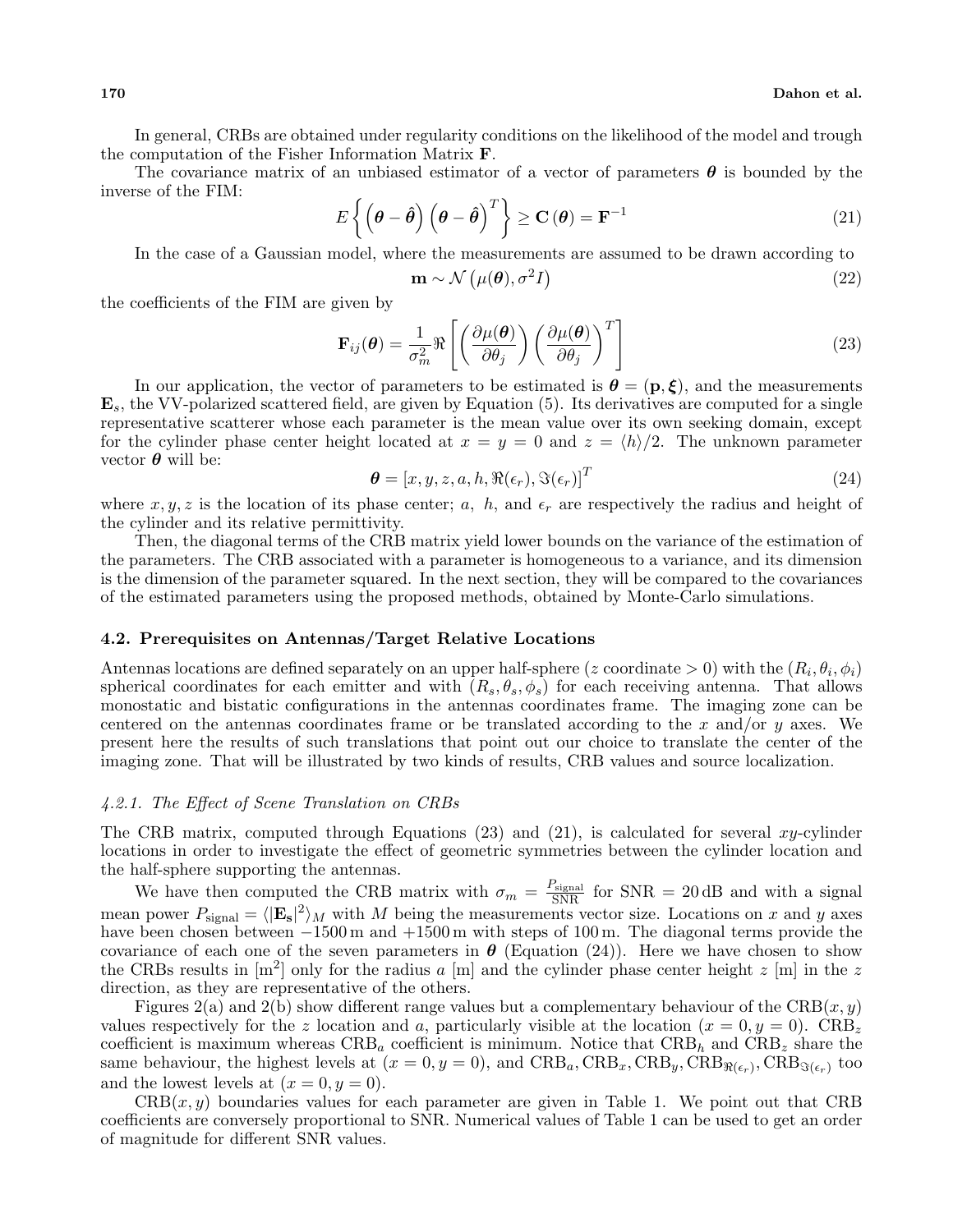In general, CRBs are obtained under regularity conditions on the likelihood of the model and trough the computation of the Fisher Information Matrix $\mathbf{F}$.

The covariance matrix of an unbiased estimator of a vector of parameters $\boldsymbol{\theta}$ is bounded by the inverse of the FIM:

$$E\left\{\left(\boldsymbol{\theta}-\hat{\boldsymbol{\theta}}\right)\left(\boldsymbol{\theta}-\hat{\boldsymbol{\theta}}\right)^T\right\} \geq \mathbf{C}\left(\boldsymbol{\theta}\right) = \mathbf{F}^{-1} \tag{21}$$

In the case of a Gaussian model, where the measurements are assumed to be drawn according to

$$\mathbf{m} \sim \mathcal{N}\left(\mu(\boldsymbol{\theta}), \sigma^2 I\right) \tag{22}$$

the coefficients of the FIM are given by

$$\mathbf{F}_{ij}(\boldsymbol{\theta}) = \frac{1}{\sigma_m^2}\Re\left[\left(\frac{\partial\mu(\boldsymbol{\theta})}{\partial\theta_j}\right)\left(\frac{\partial\mu(\boldsymbol{\theta})}{\partial\theta_j}\right)^T\right] \tag{23}$$

In our application, the vector of parameters to be estimated is $\boldsymbol{\theta} = (\mathbf{p}, \boldsymbol{\xi})$, and the measurements $\mathbf{E}_s$, the VV-polarized scattered field, are given by Equation (5). Its derivatives are computed for a single representative scatterer whose each parameter is the mean value over its own seeking domain, except for the cylinder phase center height located at $x = y = 0$ and $z = \langle h\rangle/2$. The unknown parameter vector $\boldsymbol{\theta}$ will be:

$$\boldsymbol{\theta} = [x, y, z, a, h, \Re(\epsilon_r), \Im(\epsilon_r)]^T \tag{24}$$

where $x, y, z$ is the location of its phase center; $a$, $h$, and $\epsilon_r$ are respectively the radius and height of the cylinder and its relative permittivity.

Then, the diagonal terms of the CRB matrix yield lower bounds on the variance of the estimation of the parameters. The CRB associated with a parameter is homogeneous to a variance, and its dimension is the dimension of the parameter squared. In the next section, they will be compared to the covariances of the estimated parameters using the proposed methods, obtained by Monte-Carlo simulations.

## 4.2. Prerequisites on Antennas/Target Relative Locations

Antennas locations are defined separately on an upper half-sphere ($z$ coordinate $> 0$) with the $(R_i, \theta_i, \phi_i)$ spherical coordinates for each emitter and with $(R_s, \theta_s, \phi_s)$ for each receiving antenna. That allows monostatic and bistatic configurations in the antennas coordinates frame. The imaging zone can be centered on the antennas coordinates frame or be translated according to the $x$ and/or $y$ axes. We present here the results of such translations that point out our choice to translate the center of the imaging zone. That will be illustrated by two kinds of results, CRB values and source localization.

### *4.2.1. The Effect of Scene Translation on CRBs*

The CRB matrix, computed through Equations (23) and (21), is calculated for several $xy$-cylinder locations in order to investigate the effect of geometric symmetries between the cylinder location and the half-sphere supporting the antennas.

We have then computed the CRB matrix with $\sigma_m = \frac{P_{\text{signal}}}{\text{SNR}}$ for SNR $= 20$ dB and with a signal mean power $P_{\text{signal}} = \langle|\mathbf{E_s}|^2\rangle_M$ with $M$ being the measurements vector size. Locations on $x$ and $y$ axes have been chosen between $-1500$ m and $+1500$ m with steps of 100 m. The diagonal terms provide the covariance of each one of the seven parameters in $\boldsymbol{\theta}$ (Equation (24)). Here we have chosen to show the CRBs results in [m$^2$] only for the radius $a$ [m] and the cylinder phase center height $z$ [m] in the $z$ direction, as they are representative of the others.

Figures 2(a) and 2(b) show different range values but a complementary behaviour of the CRB$(x, y)$ values respectively for the $z$ location and $a$, particularly visible at the location $(x = 0, y = 0)$. CRB$_z$ coefficient is maximum whereas CRB$_a$ coefficient is minimum. Notice that CRB$_h$ and CRB$_z$ share the same behaviour, the highest levels at $(x = 0, y = 0)$, and CRB$_a$, CRB$_x$, CRB$_y$, CRB$_{\Re(\epsilon_r)}$, CRB$_{\Im(\epsilon_r)}$ too and the lowest levels at $(x = 0, y = 0)$.

CRB$(x, y)$ boundaries values for each parameter are given in Table 1. We point out that CRB coefficients are conversely proportional to SNR. Numerical values of Table 1 can be used to get an order of magnitude for different SNR values.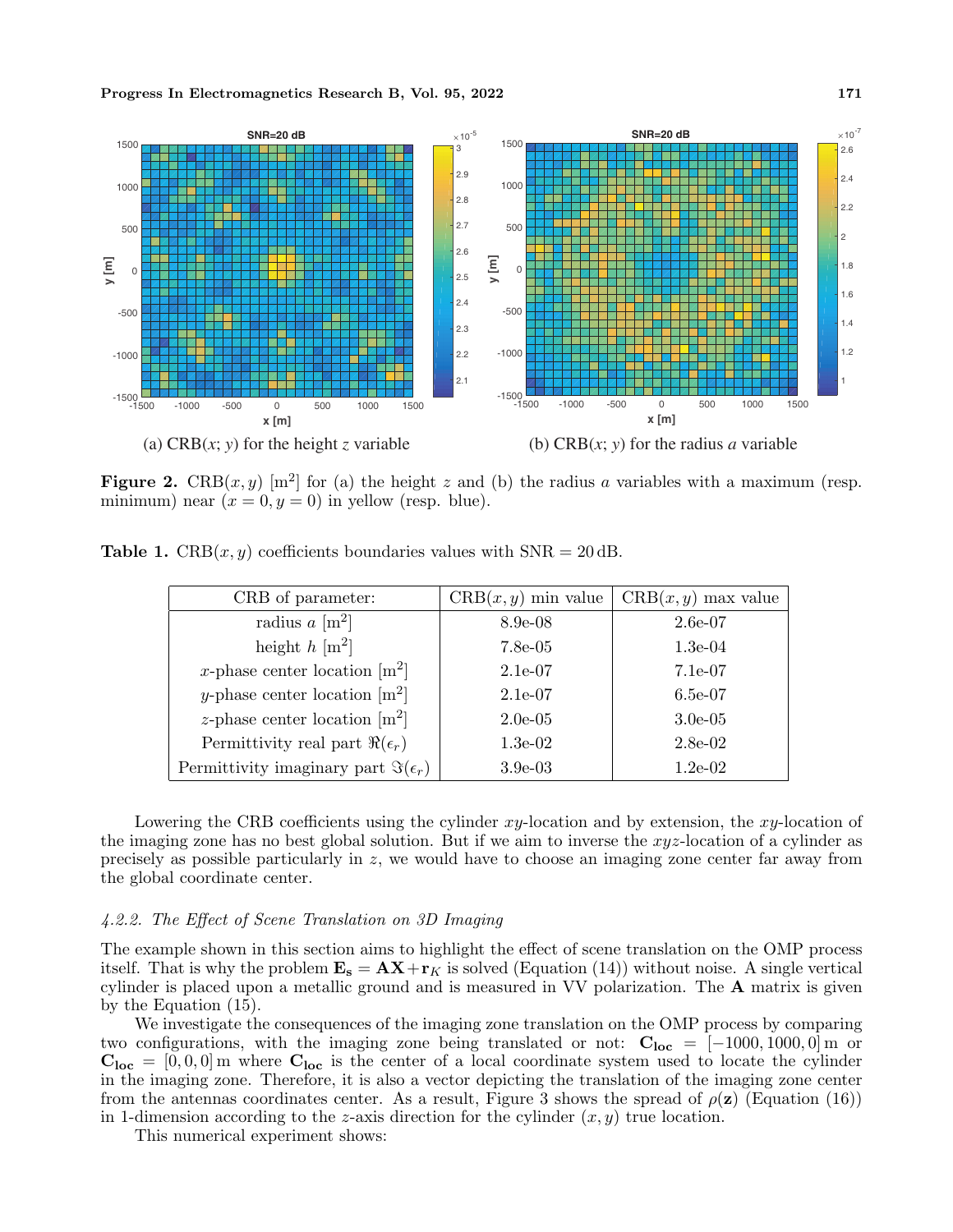(a) CRB($x$; $y$) for the height $z$ variable

(b) CRB($x$; $y$) for the radius $a$ variable

**Figure 2.** CRB$(x, y)$ [m$^2$] for (a) the height $z$ and (b) the radius $a$ variables with a maximum (resp. minimum) near $(x = 0, y = 0)$ in yellow (resp. blue).

**Table 1.** CRB$(x, y)$ coefficients boundaries values with SNR = 20 dB.

| CRB of parameter: | CRB$(x, y)$ min value | CRB$(x, y)$ max value |
|---|---|---|
| radius $a$ [m$^2$] | 8.9e-08 | 2.6e-07 |
| height $h$ [m$^2$] | 7.8e-05 | 1.3e-04 |
| $x$-phase center location [m$^2$] | 2.1e-07 | 7.1e-07 |
| $y$-phase center location [m$^2$] | 2.1e-07 | 6.5e-07 |
| $z$-phase center location [m$^2$] | 2.0e-05 | 3.0e-05 |
| Permittivity real part $\Re(\epsilon_r)$ | 1.3e-02 | 2.8e-02 |
| Permittivity imaginary part $\Im(\epsilon_r)$ | 3.9e-03 | 1.2e-02 |

Lowering the CRB coefficients using the cylinder $xy$-location and by extension, the $xy$-location of the imaging zone has no best global solution. But if we aim to inverse the $xyz$-location of a cylinder as precisely as possible particularly in $z$, we would have to choose an imaging zone center far away from the global coordinate center.

#### *4.2.2. The Effect of Scene Translation on 3D Imaging*

The example shown in this section aims to highlight the effect of scene translation on the OMP process itself. That is why the problem $\mathbf{E_s} = \mathbf{AX} + \mathbf{r}_K$ is solved (Equation (14)) without noise. A single vertical cylinder is placed upon a metallic ground and is measured in VV polarization. The $\mathbf{A}$ matrix is given by the Equation (15).

We investigate the consequences of the imaging zone translation on the OMP process by comparing two configurations, with the imaging zone being translated or not: $\mathbf{C_{loc}} = [-1000, 1000, 0]$ m or $\mathbf{C_{loc}} = [0, 0, 0]$ m where $\mathbf{C_{loc}}$ is the center of a local coordinate system used to locate the cylinder in the imaging zone. Therefore, it is also a vector depicting the translation of the imaging zone center from the antennas coordinates center. As a result, Figure 3 shows the spread of $\rho(\mathbf{z})$ (Equation (16)) in 1-dimension according to the $z$-axis direction for the cylinder $(x, y)$ true location.

This numerical experiment shows: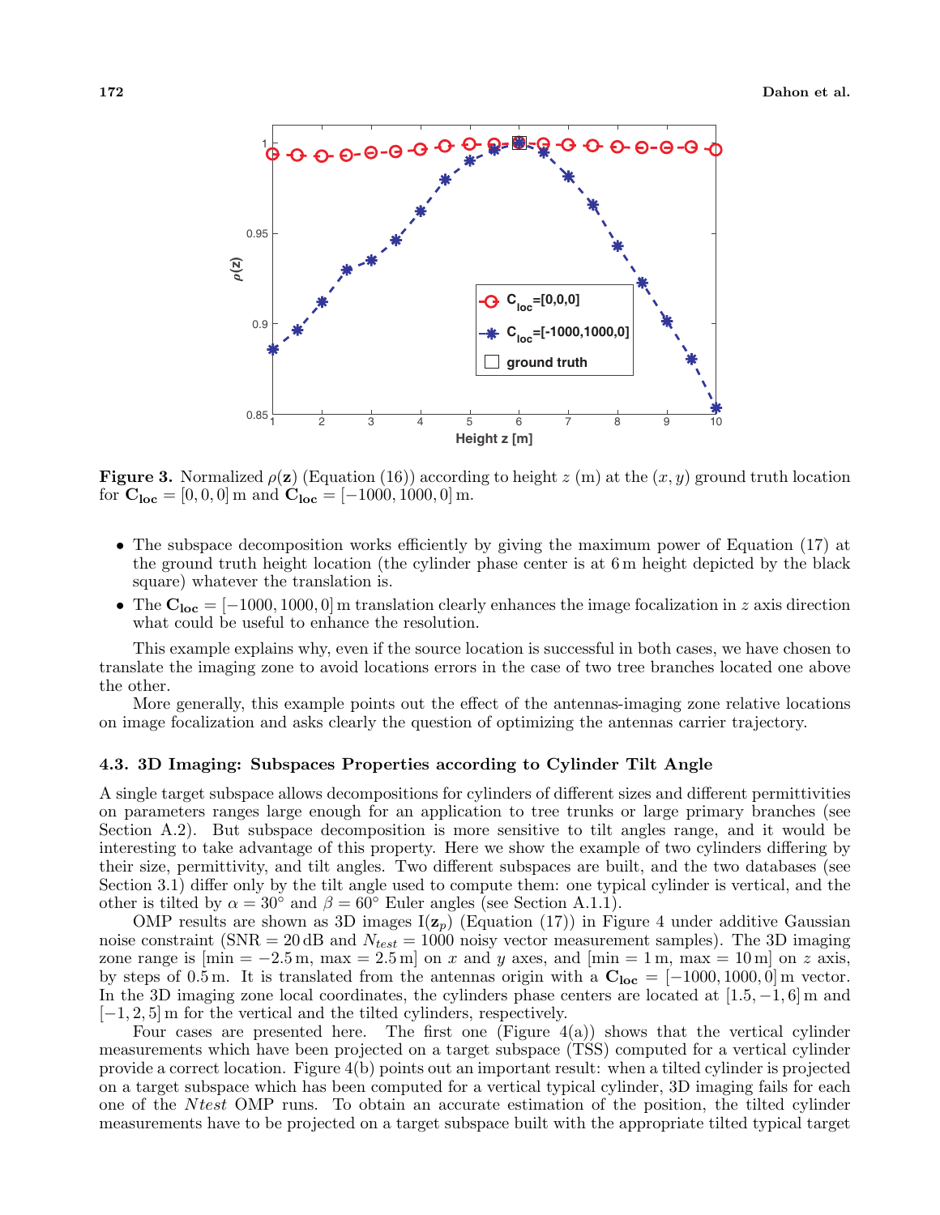**Figure 3.** Normalized $\rho(\mathbf{z})$ (Equation (16)) according to height $z$ (m) at the $(x, y)$ ground truth location for $\mathbf{C_{loc}} = [0, 0, 0]$ m and $\mathbf{C_{loc}} = [-1000, 1000, 0]$ m.

- The subspace decomposition works efficiently by giving the maximum power of Equation (17) at the ground truth height location (the cylinder phase center is at 6 m height depicted by the black square) whatever the translation is.
- The $\mathbf{C_{loc}} = [-1000, 1000, 0]$ m translation clearly enhances the image focalization in $z$ axis direction what could be useful to enhance the resolution.

This example explains why, even if the source location is successful in both cases, we have chosen to translate the imaging zone to avoid locations errors in the case of two tree branches located one above the other.

More generally, this example points out the effect of the antennas-imaging zone relative locations on image focalization and asks clearly the question of optimizing the antennas carrier trajectory.

### 4.3. 3D Imaging: Subspaces Properties according to Cylinder Tilt Angle

A single target subspace allows decompositions for cylinders of different sizes and different permittivities on parameters ranges large enough for an application to tree trunks or large primary branches (see Section A.2). But subspace decomposition is more sensitive to tilt angles range, and it would be interesting to take advantage of this property. Here we show the example of two cylinders differing by their size, permittivity, and tilt angles. Two different subspaces are built, and the two databases (see Section 3.1) differ only by the tilt angle used to compute them: one typical cylinder is vertical, and the other is tilted by $\alpha = 30°$ and $\beta = 60°$ Euler angles (see Section A.1.1).

OMP results are shown as 3D images $\mathrm{I}(\mathbf{z}_p)$ (Equation (17)) in Figure 4 under additive Gaussian noise constraint (SNR = 20 dB and $N_{test} = 1000$ noisy vector measurement samples). The 3D imaging zone range is [min = −2.5 m, max = 2.5 m] on $x$ and $y$ axes, and [min = 1 m, max = 10 m] on $z$ axis, by steps of 0.5 m. It is translated from the antennas origin with a $\mathbf{C_{loc}} = [-1000, 1000, 0]$ m vector. In the 3D imaging zone local coordinates, the cylinders phase centers are located at $[1.5, -1, 6]$ m and $[-1, 2, 5]$ m for the vertical and the tilted cylinders, respectively.

Four cases are presented here. The first one (Figure 4(a)) shows that the vertical cylinder measurements which have been projected on a target subspace (TSS) computed for a vertical cylinder provide a correct location. Figure 4(b) points out an important result: when a tilted cylinder is projected on a target subspace which has been computed for a vertical typical cylinder, 3D imaging fails for each one of the $Ntest$ OMP runs. To obtain an accurate estimation of the position, the tilted cylinder measurements have to be projected on a target subspace built with the appropriate tilted typical target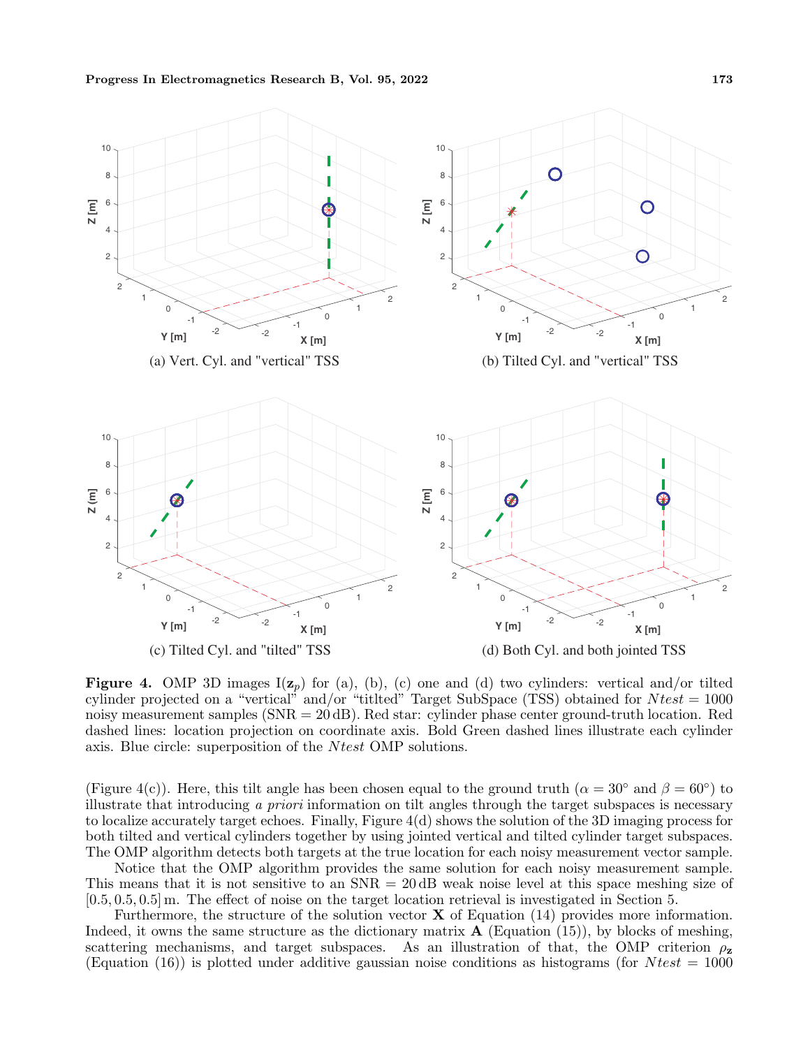(a) Vert. Cyl. and "vertical" TSS

(b) Tilted Cyl. and "vertical" TSS

(c) Tilted Cyl. and "tilted" TSS

(d) Both Cyl. and both jointed TSS

**Figure 4.** OMP 3D images $\mathrm{I}(\mathbf{z}_p)$ for (a), (b), (c) one and (d) two cylinders: vertical and/or tilted cylinder projected on a "vertical" and/or "titlted" Target SubSpace (TSS) obtained for $Ntest = 1000$ noisy measurement samples (SNR = 20 dB). Red star: cylinder phase center ground-truth location. Red dashed lines: location projection on coordinate axis. Bold Green dashed lines illustrate each cylinder axis. Blue circle: superposition of the $Ntest$ OMP solutions.

(Figure 4(c)). Here, this tilt angle has been chosen equal to the ground truth ($\alpha = 30^\circ$ and $\beta = 60^\circ$) to illustrate that introducing *a priori* information on tilt angles through the target subspaces is necessary to localize accurately target echoes. Finally, Figure 4(d) shows the solution of the 3D imaging process for both tilted and vertical cylinders together by using jointed vertical and tilted cylinder target subspaces. The OMP algorithm detects both targets at the true location for each noisy measurement vector sample.

Notice that the OMP algorithm provides the same solution for each noisy measurement sample. This means that it is not sensitive to an SNR = 20 dB weak noise level at this space meshing size of $[0.5, 0.5, 0.5]$ m. The effect of noise on the target location retrieval is investigated in Section 5.

Furthermore, the structure of the solution vector $\mathbf{X}$ of Equation (14) provides more information. Indeed, it owns the same structure as the dictionary matrix $\mathbf{A}$ (Equation (15)), by blocks of meshing, scattering mechanisms, and target subspaces. As an illustration of that, the OMP criterion $\rho_{\mathbf{z}}$ (Equation (16)) is plotted under additive gaussian noise conditions as histograms (for $Ntest = 1000$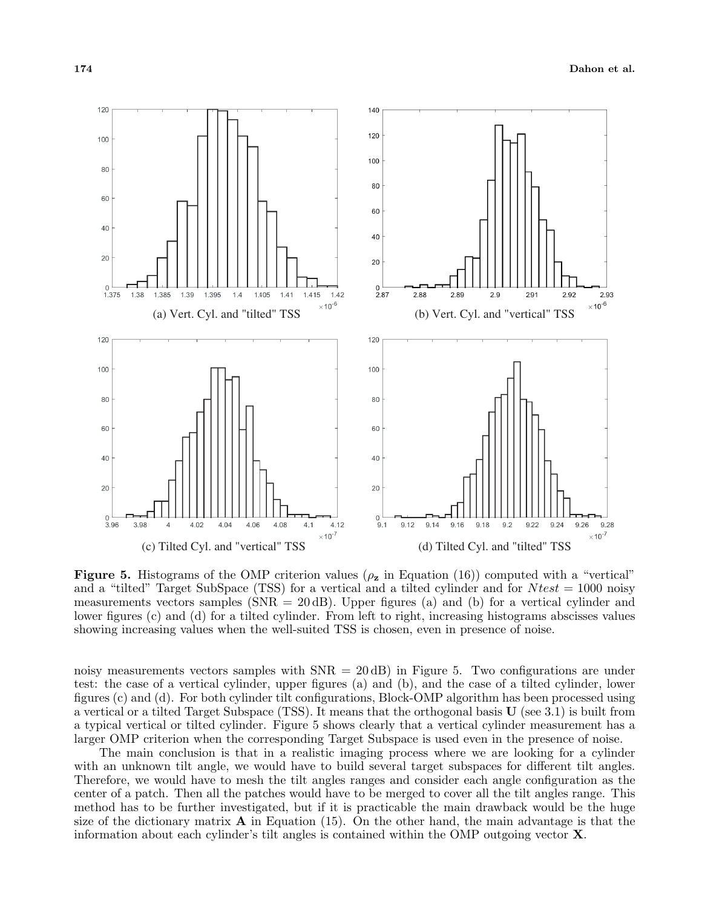(a) Vert. Cyl. and "tilted" TSS

(b) Vert. Cyl. and "vertical" TSS

(c) Tilted Cyl. and "vertical" TSS

(d) Tilted Cyl. and "tilted" TSS

**Figure 5.** Histograms of the OMP criterion values ($\rho_{\mathbf{z}}$ in Equation (16)) computed with a "vertical" and a "tilted" Target SubSpace (TSS) for a vertical and a tilted cylinder and for $Ntest = 1000$ noisy measurements vectors samples (SNR = 20 dB). Upper figures (a) and (b) for a vertical cylinder and lower figures (c) and (d) for a tilted cylinder. From left to right, increasing histograms abscisses values showing increasing values when the well-suited TSS is chosen, even in presence of noise.

noisy measurements vectors samples with SNR = 20 dB) in Figure 5. Two configurations are under test: the case of a vertical cylinder, upper figures (a) and (b), and the case of a tilted cylinder, lower figures (c) and (d). For both cylinder tilt configurations, Block-OMP algorithm has been processed using a vertical or a tilted Target Subspace (TSS). It means that the orthogonal basis $\mathbf{U}$ (see 3.1) is built from a typical vertical or tilted cylinder. Figure 5 shows clearly that a vertical cylinder measurement has a larger OMP criterion when the corresponding Target Subspace is used even in the presence of noise.

The main conclusion is that in a realistic imaging process where we are looking for a cylinder with an unknown tilt angle, we would have to build several target subspaces for different tilt angles. Therefore, we would have to mesh the tilt angles ranges and consider each angle configuration as the center of a patch. Then all the patches would have to be merged to cover all the tilt angles range. This method has to be further investigated, but if it is practicable the main drawback would be the huge size of the dictionary matrix $\mathbf{A}$ in Equation (15). On the other hand, the main advantage is that the information about each cylinder's tilt angles is contained within the OMP outgoing vector $\mathbf{X}$.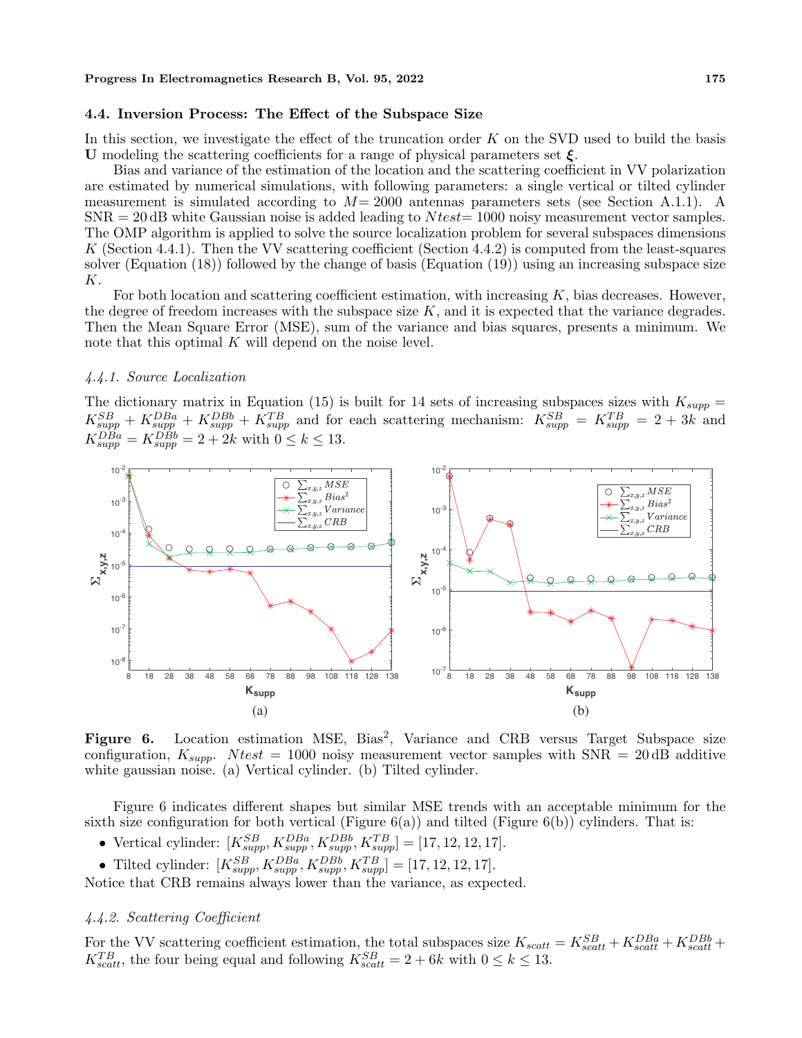### 4.4. Inversion Process: The Effect of the Subspace Size

In this section, we investigate the effect of the truncation order $K$ on the SVD used to build the basis $\mathbf{U}$ modeling the scattering coefficients for a range of physical parameters set $\boldsymbol{\xi}$.

Bias and variance of the estimation of the location and the scattering coefficient in VV polarization are estimated by numerical simulations, with following parameters: a single vertical or tilted cylinder measurement is simulated according to $M = 2000$ antennas parameters sets (see Section A.1.1). A SNR = 20 dB white Gaussian noise is added leading to $Ntest = 1000$ noisy measurement vector samples. The OMP algorithm is applied to solve the source localization problem for several subspaces dimensions $K$ (Section 4.4.1). Then the VV scattering coefficient (Section 4.4.2) is computed from the least-squares solver (Equation (18)) followed by the change of basis (Equation (19)) using an increasing subspace size $K$.

For both location and scattering coefficient estimation, with increasing $K$, bias decreases. However, the degree of freedom increases with the subspace size $K$, and it is expected that the variance degrades. Then the Mean Square Error (MSE), sum of the variance and bias squares, presents a minimum. We note that this optimal $K$ will depend on the noise level.

#### *4.4.1. Source Localization*

The dictionary matrix in Equation (15) is built for 14 sets of increasing subspaces sizes with $K_{supp} = K_{supp}^{SB} + K_{supp}^{DBa} + K_{supp}^{DBb} + K_{supp}^{TB}$ and for each scattering mechanism: $K_{supp}^{SB} = K_{supp}^{TB} = 2 + 3k$ and $K_{supp}^{DBa} = K_{supp}^{DBb} = 2 + 2k$ with $0 \leq k \leq 13$.

**Figure 6.** Location estimation MSE, Bias$^2$, Variance and CRB versus Target Subspace size configuration, $K_{supp}$. $Ntest = 1000$ noisy measurement vector samples with SNR = 20 dB additive white gaussian noise. (a) Vertical cylinder. (b) Tilted cylinder.

Figure 6 indicates different shapes but similar MSE trends with an acceptable minimum for the sixth size configuration for both vertical (Figure 6(a)) and tilted (Figure 6(b)) cylinders. That is:

- Vertical cylinder: $[K_{supp}^{SB}, K_{supp}^{DBa}, K_{supp}^{DBb}, K_{supp}^{TB}] = [17, 12, 12, 17]$.
- Tilted cylinder: $[K_{supp}^{SB}, K_{supp}^{DBa}, K_{supp}^{DBb}, K_{supp}^{TB}] = [17, 12, 12, 17]$.

Notice that CRB remains always lower than the variance, as expected.

#### *4.4.2. Scattering Coefficient*

For the VV scattering coefficient estimation, the total subspaces size $K_{scatt} = K_{scatt}^{SB} + K_{scatt}^{DBa} + K_{scatt}^{DBb} + K_{scatt}^{TB}$, the four being equal and following $K_{scatt}^{SB} = 2 + 6k$ with $0 \leq k \leq 13$.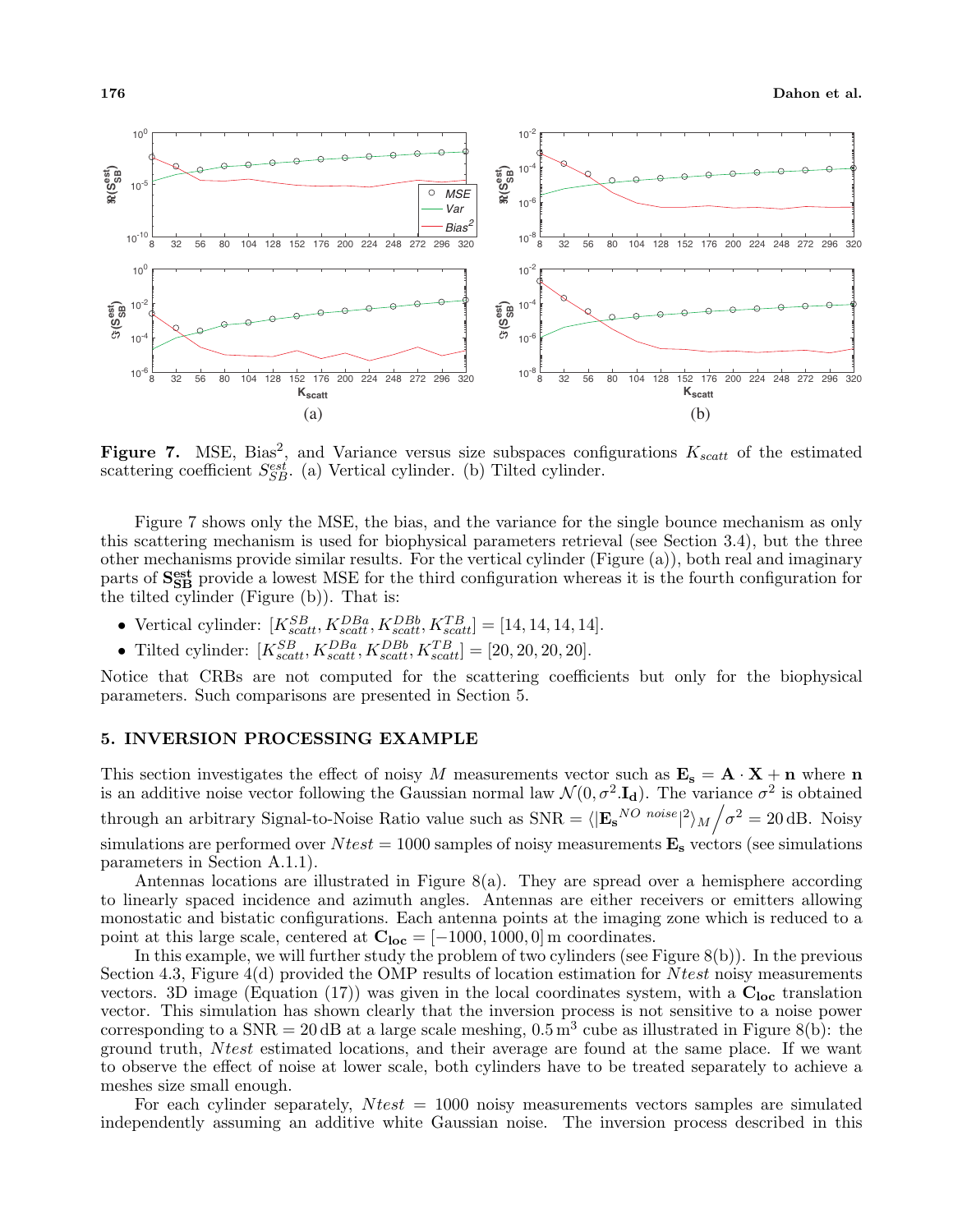**Figure 7.** MSE, Bias$^2$, and Variance versus size subspaces configurations $K_{scatt}$ of the estimated scattering coefficient $S^{est}_{SB}$. (a) Vertical cylinder. (b) Tilted cylinder.

Figure 7 shows only the MSE, the bias, and the variance for the single bounce mechanism as only this scattering mechanism is used for biophysical parameters retrieval (see Section 3.4), but the three other mechanisms provide similar results. For the vertical cylinder (Figure (a)), both real and imaginary parts of $\mathbf{S^{est}_{SB}}$ provide a lowest MSE for the third configuration whereas it is the fourth configuration for the tilted cylinder (Figure (b)). That is:

- Vertical cylinder: $[K^{SB}_{scatt}, K^{DBa}_{scatt}, K^{DBb}_{scatt}, K^{TB}_{scatt}] = [14, 14, 14, 14]$.
- Tilted cylinder: $[K^{SB}_{scatt}, K^{DBa}_{scatt}, K^{DBb}_{scatt}, K^{TB}_{scatt}] = [20, 20, 20, 20]$.

Notice that CRBs are not computed for the scattering coefficients but only for the biophysical parameters. Such comparisons are presented in Section 5.

## 5. INVERSION PROCESSING EXAMPLE

This section investigates the effect of noisy $M$ measurements vector such as $\mathbf{E_s} = \mathbf{A} \cdot \mathbf{X} + \mathbf{n}$ where $\mathbf{n}$ is an additive noise vector following the Gaussian normal law $\mathcal{N}(0, \sigma^2.\mathbf{I_d})$. The variance $\sigma^2$ is obtained through an arbitrary Signal-to-Noise Ratio value such as $\text{SNR} = \langle|\mathbf{E_s}^{NO\ noise}|^2\rangle_M \big/ \sigma^2 = 20\,\text{dB}$. Noisy simulations are performed over $Ntest = 1000$ samples of noisy measurements $\mathbf{E_s}$ vectors (see simulations parameters in Section A.1.1).

Antennas locations are illustrated in Figure 8(a). They are spread over a hemisphere according to linearly spaced incidence and azimuth angles. Antennas are either receivers or emitters allowing monostatic and bistatic configurations. Each antenna points at the imaging zone which is reduced to a point at this large scale, centered at $\mathbf{C_{loc}} = [-1000, 1000, 0]$ m coordinates.

In this example, we will further study the problem of two cylinders (see Figure 8(b)). In the previous Section 4.3, Figure 4(d) provided the OMP results of location estimation for $Ntest$ noisy measurements vectors. 3D image (Equation (17)) was given in the local coordinates system, with a $\mathbf{C_{loc}}$ translation vector. This simulation has shown clearly that the inversion process is not sensitive to a noise power corresponding to a $\text{SNR} = 20\,\text{dB}$ at a large scale meshing, $0.5\,\text{m}^3$ cube as illustrated in Figure 8(b): the ground truth, $Ntest$ estimated locations, and their average are found at the same place. If we want to observe the effect of noise at lower scale, both cylinders have to be treated separately to achieve a meshes size small enough.

For each cylinder separately, $Ntest = 1000$ noisy measurements vectors samples are simulated independently assuming an additive white Gaussian noise. The inversion process described in this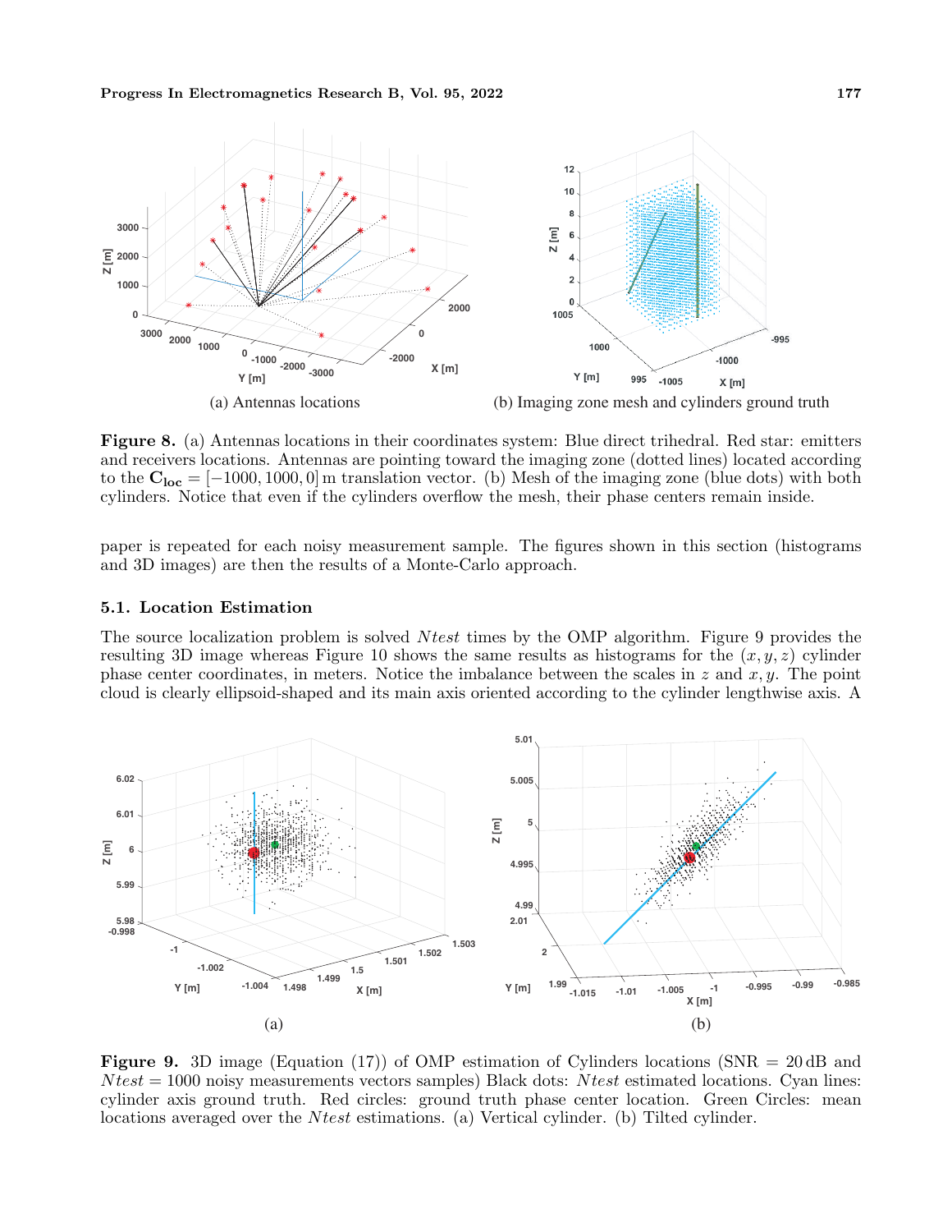(a) Antennas locations

(b) Imaging zone mesh and cylinders ground truth

**Figure 8.** (a) Antennas locations in their coordinates system: Blue direct trihedral. Red star: emitters and receivers locations. Antennas are pointing toward the imaging zone (dotted lines) located according to the $\mathbf{C_{loc}} = [-1000, 1000, 0]$ m translation vector. (b) Mesh of the imaging zone (blue dots) with both cylinders. Notice that even if the cylinders overflow the mesh, their phase centers remain inside.

paper is repeated for each noisy measurement sample. The figures shown in this section (histograms and 3D images) are then the results of a Monte-Carlo approach.

### 5.1. Location Estimation

The source localization problem is solved $Ntest$ times by the OMP algorithm. Figure 9 provides the resulting 3D image whereas Figure 10 shows the same results as histograms for the $(x, y, z)$ cylinder phase center coordinates, in meters. Notice the imbalance between the scales in $z$ and $x, y$. The point cloud is clearly ellipsoid-shaped and its main axis oriented according to the cylinder lengthwise axis. A

(a)

(b)

**Figure 9.** 3D image (Equation (17)) of OMP estimation of Cylinders locations (SNR = 20 dB and $Ntest = 1000$ noisy measurements vectors samples) Black dots: $Ntest$ estimated locations. Cyan lines: cylinder axis ground truth. Red circles: ground truth phase center location. Green Circles: mean locations averaged over the $Ntest$ estimations. (a) Vertical cylinder. (b) Tilted cylinder.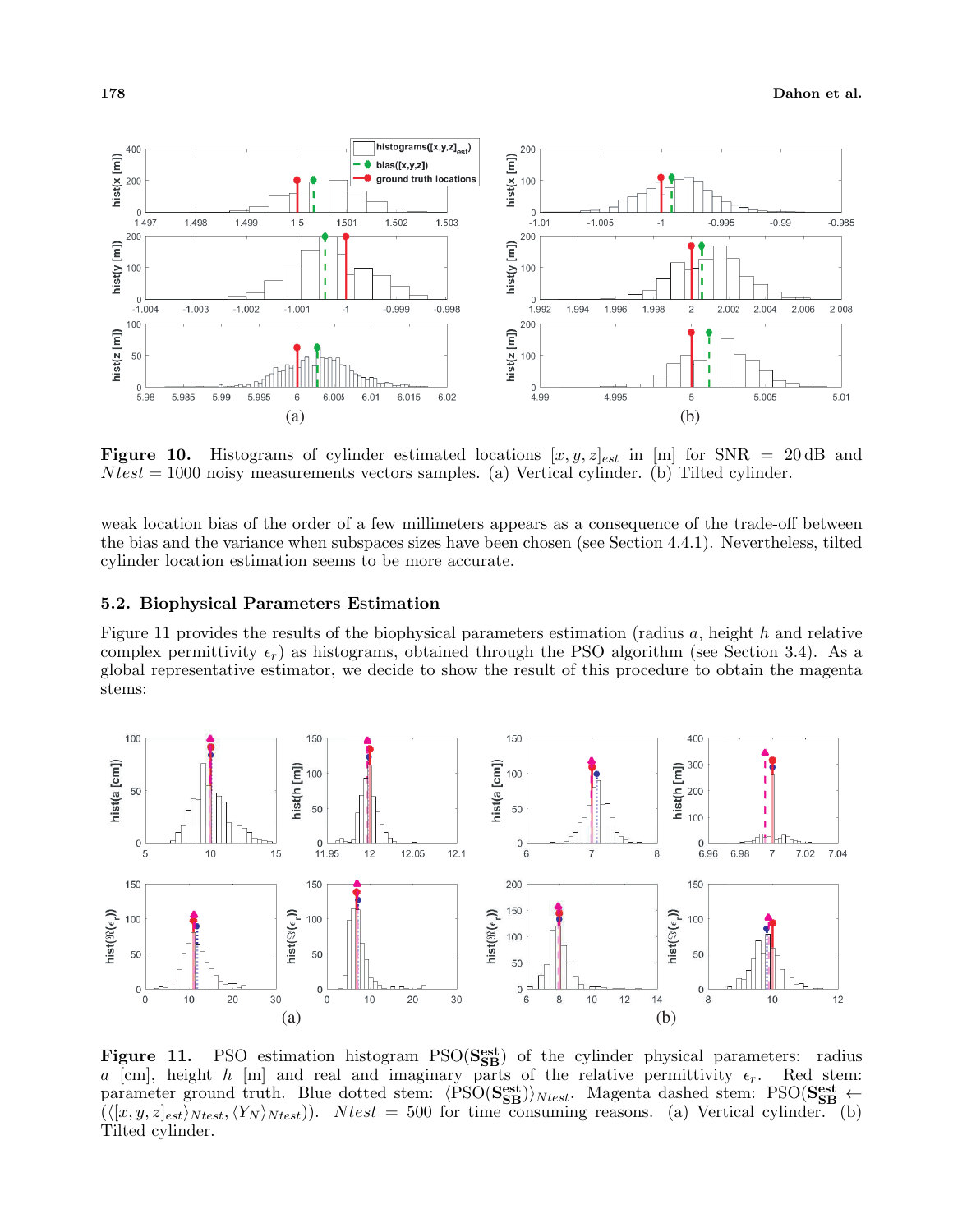**Figure 10.** Histograms of cylinder estimated locations $[x, y, z]_{est}$ in [m] for SNR = 20 dB and $Ntest = 1000$ noisy measurements vectors samples. (a) Vertical cylinder. (b) Tilted cylinder.

weak location bias of the order of a few millimeters appears as a consequence of the trade-off between the bias and the variance when subspaces sizes have been chosen (see Section 4.4.1). Nevertheless, tilted cylinder location estimation seems to be more accurate.

### 5.2. Biophysical Parameters Estimation

Figure 11 provides the results of the biophysical parameters estimation (radius $a$, height $h$ and relative complex permittivity $\epsilon_r$) as histograms, obtained through the PSO algorithm (see Section 3.4). As a global representative estimator, we decide to show the result of this procedure to obtain the magenta stems:

**Figure 11.** PSO estimation histogram $\text{PSO}(\mathbf{S}_{\mathbf{SB}}^{\mathbf{est}})$ of the cylinder physical parameters: radius $a$ [cm], height $h$ [m] and real and imaginary parts of the relative permittivity $\epsilon_r$. Red stem: parameter ground truth. Blue dotted stem: $\langle \text{PSO}(\mathbf{S}_{\mathbf{SB}}^{\mathbf{est}}) \rangle_{Ntest}$. Magenta dashed stem: $\text{PSO}(\mathbf{S}_{\mathbf{SB}}^{\mathbf{est}} \leftarrow (\langle [x, y, z]_{est} \rangle_{Ntest}, \langle Y_N \rangle_{Ntest}))$. $Ntest = 500$ for time consuming reasons. (a) Vertical cylinder. (b) Tilted cylinder.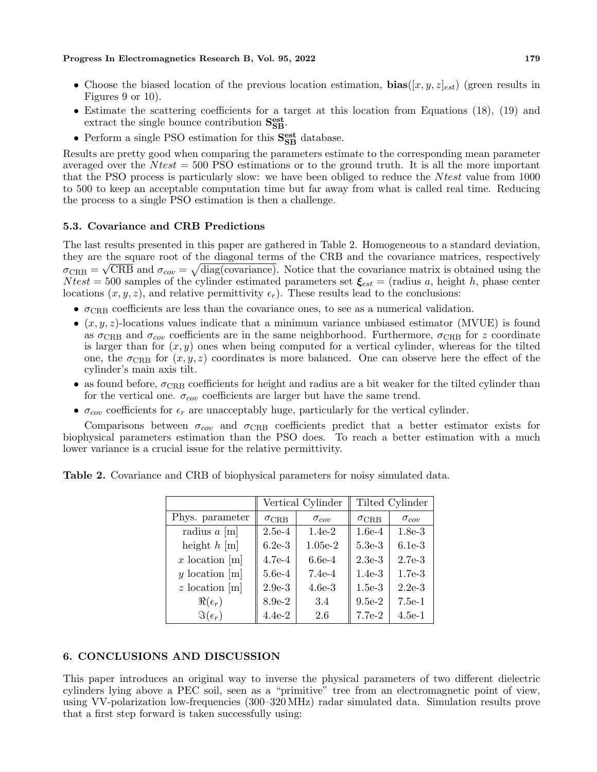- Choose the biased location of the previous location estimation, $\mathbf{bias}([x, y, z]_{est})$ (green results in Figures 9 or 10).
- Estimate the scattering coefficients for a target at this location from Equations (18), (19) and extract the single bounce contribution $\mathbf{S^{est}_{SB}}$.
- Perform a single PSO estimation for this $\mathbf{S^{est}_{SB}}$ database.

Results are pretty good when comparing the parameters estimate to the corresponding mean parameter averaged over the $Ntest = 500$ PSO estimations or to the ground truth. It is all the more important that the PSO process is particularly slow: we have been obliged to reduce the $Ntest$ value from 1000 to 500 to keep an acceptable computation time but far away from what is called real time. Reducing the process to a single PSO estimation is then a challenge.

### 5.3. Covariance and CRB Predictions

The last results presented in this paper are gathered in Table 2. Homogeneous to a standard deviation, they are the square root of the diagonal terms of the CRB and the covariance matrices, respectively $\sigma_{\text{CRB}} = \sqrt{\text{CRB}}$ and $\sigma_{cov} = \sqrt{\text{diag(covariance)}}$. Notice that the covariance matrix is obtained using the $Ntest = 500$ samples of the cylinder estimated parameters set $\boldsymbol{\xi}_{est}$ = (radius $a$, height $h$, phase center locations $(x, y, z)$, and relative permittivity $\epsilon_r$). These results lead to the conclusions:

- $\sigma_{\text{CRB}}$ coefficients are less than the covariance ones, to see as a numerical validation.
- $(x, y, z)$-locations values indicate that a minimum variance unbiased estimator (MVUE) is found as $\sigma_{\text{CRB}}$ and $\sigma_{cov}$ coefficients are in the same neighborhood. Furthermore, $\sigma_{\text{CRB}}$ for $z$ coordinate is larger than for $(x, y)$ ones when being computed for a vertical cylinder, whereas for the tilted one, the $\sigma_{\text{CRB}}$ for $(x, y, z)$ coordinates is more balanced. One can observe here the effect of the cylinder's main axis tilt.
- as found before, $\sigma_{\text{CRB}}$ coefficients for height and radius are a bit weaker for the tilted cylinder than for the vertical one. $\sigma_{cov}$ coefficients are larger but have the same trend.
- $\sigma_{cov}$ coefficients for $\epsilon_r$ are unacceptably huge, particularly for the vertical cylinder.

Comparisons between $\sigma_{cov}$ and $\sigma_{\text{CRB}}$ coefficients predict that a better estimator exists for biophysical parameters estimation than the PSO does. To reach a better estimation with a much lower variance is a crucial issue for the relative permittivity.

**Table 2.** Covariance and CRB of biophysical parameters for noisy simulated data.

| | Vertical Cylinder | | Tilted Cylinder | |
|---|---|---|---|---|
| Phys. parameter | $\sigma_{\text{CRB}}$ | $\sigma_{cov}$ | $\sigma_{\text{CRB}}$ | $\sigma_{cov}$ |
| radius $a$ [m] | 2.5e-4 | 1.4e-2 | 1.6e-4 | 1.8e-3 |
| height $h$ [m] | 6.2e-3 | 1.05e-2 | 5.3e-3 | 6.1e-3 |
| $x$ location [m] | 4.7e-4 | 6.6e-4 | 2.3e-3 | 2.7e-3 |
| $y$ location [m] | 5.6e-4 | 7.4e-4 | 1.4e-3 | 1.7e-3 |
| $z$ location [m] | 2.9e-3 | 4.6e-3 | 1.5e-3 | 2.2e-3 |
| $\Re(\epsilon_r)$ | 8.9e-2 | 3.4 | 9.5e-2 | 7.5e-1 |
| $\Im(\epsilon_r)$ | 4.4e-2 | 2.6 | 7.7e-2 | 4.5e-1 |

## 6. CONCLUSIONS AND DISCUSSION

This paper introduces an original way to inverse the physical parameters of two different dielectric cylinders lying above a PEC soil, seen as a "primitive" tree from an electromagnetic point of view, using VV-polarization low-frequencies (300–320 MHz) radar simulated data. Simulation results prove that a first step forward is taken successfully using: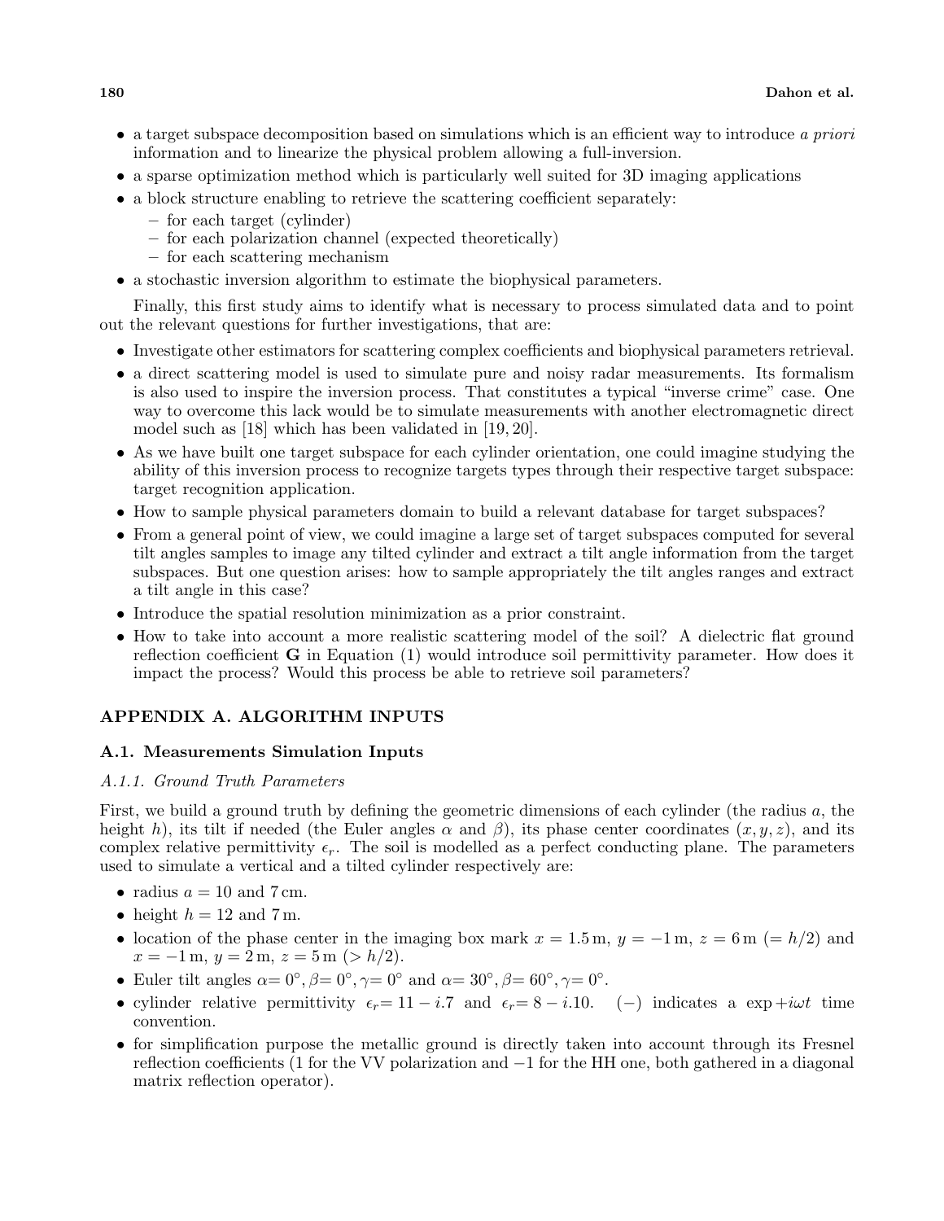- a target subspace decomposition based on simulations which is an efficient way to introduce *a priori* information and to linearize the physical problem allowing a full-inversion.
- a sparse optimization method which is particularly well suited for 3D imaging applications
- a block structure enabling to retrieve the scattering coefficient separately:
  - for each target (cylinder)
  - for each polarization channel (expected theoretically)
  - for each scattering mechanism
- a stochastic inversion algorithm to estimate the biophysical parameters.

Finally, this first study aims to identify what is necessary to process simulated data and to point out the relevant questions for further investigations, that are:

- Investigate other estimators for scattering complex coefficients and biophysical parameters retrieval.
- a direct scattering model is used to simulate pure and noisy radar measurements. Its formalism is also used to inspire the inversion process. That constitutes a typical "inverse crime" case. One way to overcome this lack would be to simulate measurements with another electromagnetic direct model such as [18] which has been validated in [19, 20].
- As we have built one target subspace for each cylinder orientation, one could imagine studying the ability of this inversion process to recognize targets types through their respective target subspace: target recognition application.
- How to sample physical parameters domain to build a relevant database for target subspaces?
- From a general point of view, we could imagine a large set of target subspaces computed for several tilt angles samples to image any tilted cylinder and extract a tilt angle information from the target subspaces. But one question arises: how to sample appropriately the tilt angles ranges and extract a tilt angle in this case?
- Introduce the spatial resolution minimization as a prior constraint.
- How to take into account a more realistic scattering model of the soil? A dielectric flat ground reflection coefficient $\mathbf{G}$ in Equation (1) would introduce soil permittivity parameter. How does it impact the process? Would this process be able to retrieve soil parameters?

## APPENDIX A. ALGORITHM INPUTS

### A.1. Measurements Simulation Inputs

#### *A.1.1. Ground Truth Parameters*

First, we build a ground truth by defining the geometric dimensions of each cylinder (the radius $a$, the height $h$), its tilt if needed (the Euler angles $\alpha$ and $\beta$), its phase center coordinates $(x, y, z)$, and its complex relative permittivity $\epsilon_r$. The soil is modelled as a perfect conducting plane. The parameters used to simulate a vertical and a tilted cylinder respectively are:

- radius $a = 10$ and $7\,\text{cm}$.
- height $h = 12$ and $7\,\text{m}$.
- location of the phase center in the imaging box mark $x = 1.5\,\text{m}$, $y = -1\,\text{m}$, $z = 6\,\text{m}$ $(= h/2)$ and $x = -1\,\text{m}$, $y = 2\,\text{m}$, $z = 5\,\text{m}$ $(> h/2)$.
- Euler tilt angles $\alpha = 0^\circ, \beta = 0^\circ, \gamma = 0^\circ$ and $\alpha = 30^\circ, \beta = 60^\circ, \gamma = 0^\circ$.
- cylinder relative permittivity $\epsilon_r = 11 - i.7$ and $\epsilon_r = 8 - i.10$. $(-)$ indicates a $\exp +i\omega t$ time convention.
- for simplification purpose the metallic ground is directly taken into account through its Fresnel reflection coefficients (1 for the VV polarization and $-1$ for the HH one, both gathered in a diagonal matrix reflection operator).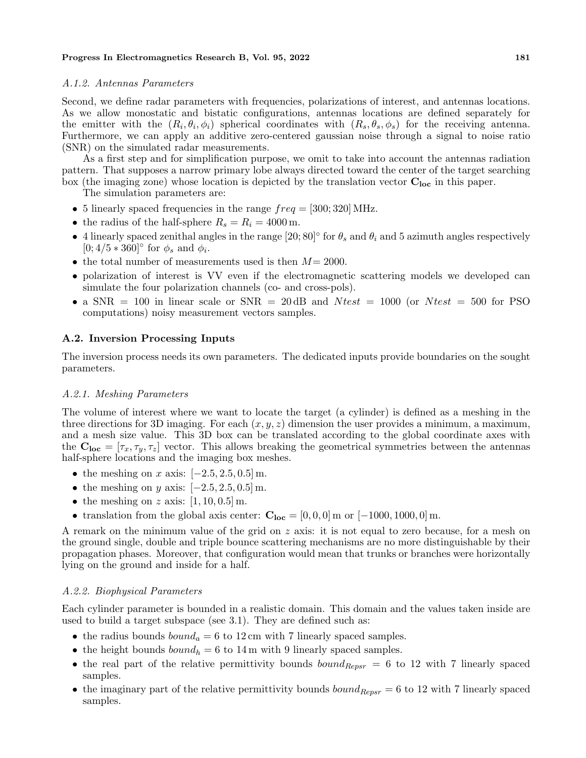### A.1.2. Antennas Parameters

Second, we define radar parameters with frequencies, polarizations of interest, and antennas locations. As we allow monostatic and bistatic configurations, antennas locations are defined separately for the emitter with the $(R_i, \theta_i, \phi_i)$ spherical coordinates with $(R_s, \theta_s, \phi_s)$ for the receiving antenna. Furthermore, we can apply an additive zero-centered gaussian noise through a signal to noise ratio (SNR) on the simulated radar measurements.

As a first step and for simplification purpose, we omit to take into account the antennas radiation pattern. That supposes a narrow primary lobe always directed toward the center of the target searching box (the imaging zone) whose location is depicted by the translation vector $\mathbf{C_{loc}}$ in this paper.

The simulation parameters are:

- 5 linearly spaced frequencies in the range $freq = [300; 320]$ MHz.
- the radius of the half-sphere $R_s = R_i = 4000$ m.
- 4 linearly spaced zenithal angles in the range $[20; 80]^\circ$ for $\theta_s$ and $\theta_i$ and 5 azimuth angles respectively $[0; 4/5 * 360]^\circ$ for $\phi_s$ and $\phi_i$.
- the total number of measurements used is then $M = 2000$.
- polarization of interest is VV even if the electromagnetic scattering models we developed can simulate the four polarization channels (co- and cross-pols).
- a SNR = 100 in linear scale or SNR = 20 dB and $Ntest = 1000$ (or $Ntest = 500$ for PSO computations) noisy measurement vectors samples.

## A.2. Inversion Processing Inputs

The inversion process needs its own parameters. The dedicated inputs provide boundaries on the sought parameters.

### A.2.1. Meshing Parameters

The volume of interest where we want to locate the target (a cylinder) is defined as a meshing in the three directions for 3D imaging. For each $(x, y, z)$ dimension the user provides a minimum, a maximum, and a mesh size value. This 3D box can be translated according to the global coordinate axes with the $\mathbf{C_{loc}} = [\tau_x, \tau_y, \tau_z]$ vector. This allows breaking the geometrical symmetries between the antennas half-sphere locations and the imaging box meshes.

- the meshing on $x$ axis: $[-2.5, 2.5, 0.5]$ m.
- the meshing on $y$ axis: $[-2.5, 2.5, 0.5]$ m.
- the meshing on $z$ axis: $[1, 10, 0.5]$ m.
- translation from the global axis center: $\mathbf{C_{loc}} = [0, 0, 0]$ m or $[-1000, 1000, 0]$ m.

A remark on the minimum value of the grid on $z$ axis: it is not equal to zero because, for a mesh on the ground single, double and triple bounce scattering mechanisms are no more distinguishable by their propagation phases. Moreover, that configuration would mean that trunks or branches were horizontally lying on the ground and inside for a half.

### A.2.2. Biophysical Parameters

Each cylinder parameter is bounded in a realistic domain. This domain and the values taken inside are used to build a target subspace (see 3.1). They are defined such as:

- the radius bounds $bound_a = 6$ to 12 cm with 7 linearly spaced samples.
- the height bounds $bound_h = 6$ to 14 m with 9 linearly spaced samples.
- the real part of the relative permittivity bounds $bound_{Repsr} = 6$ to 12 with 7 linearly spaced samples.
- the imaginary part of the relative permittivity bounds $bound_{Repsr} = 6$ to 12 with 7 linearly spaced samples.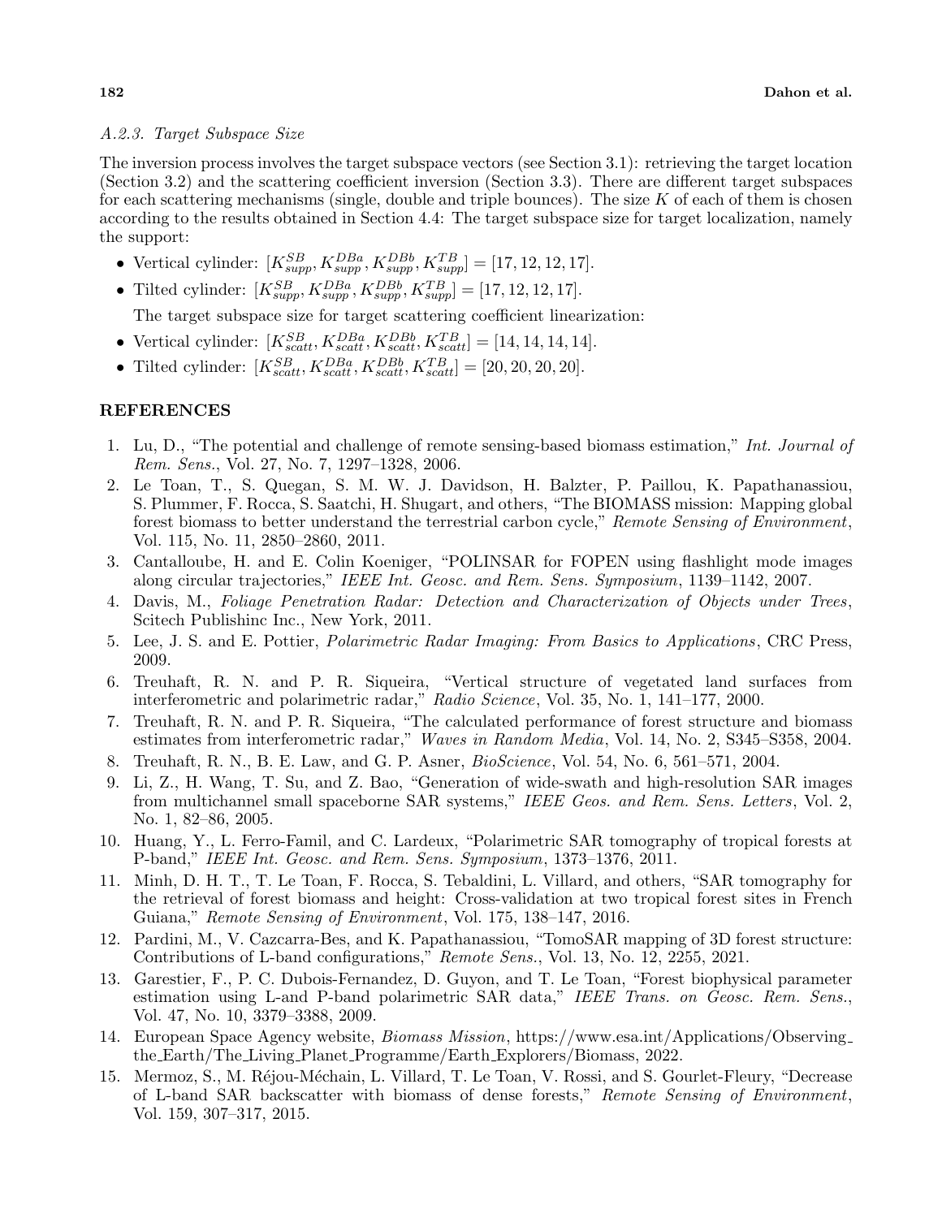### A.2.3. Target Subspace Size

The inversion process involves the target subspace vectors (see Section 3.1): retrieving the target location (Section 3.2) and the scattering coefficient inversion (Section 3.3). There are different target subspaces for each scattering mechanisms (single, double and triple bounces). The size $K$ of each of them is chosen according to the results obtained in Section 4.4: The target subspace size for target localization, namely the support:

- Vertical cylinder: $[K_{supp}^{SB}, K_{supp}^{DBa}, K_{supp}^{DBb}, K_{supp}^{TB}] = [17, 12, 12, 17]$.
- Tilted cylinder: $[K_{supp}^{SB}, K_{supp}^{DBa}, K_{supp}^{DBb}, K_{supp}^{TB}] = [17, 12, 12, 17]$.

  The target subspace size for target scattering coefficient linearization:
- Vertical cylinder: $[K_{scatt}^{SB}, K_{scatt}^{DBa}, K_{scatt}^{DBb}, K_{scatt}^{TB}] = [14, 14, 14, 14]$.
- Tilted cylinder: $[K_{scatt}^{SB}, K_{scatt}^{DBa}, K_{scatt}^{DBb}, K_{scatt}^{TB}] = [20, 20, 20, 20]$.

## REFERENCES

1. Lu, D., "The potential and challenge of remote sensing-based biomass estimation," *Int. Journal of Rem. Sens.*, Vol. 27, No. 7, 1297–1328, 2006.
2. Le Toan, T., S. Quegan, S. M. W. J. Davidson, H. Balzter, P. Paillou, K. Papathanassiou, S. Plummer, F. Rocca, S. Saatchi, H. Shugart, and others, "The BIOMASS mission: Mapping global forest biomass to better understand the terrestrial carbon cycle," *Remote Sensing of Environment*, Vol. 115, No. 11, 2850–2860, 2011.
3. Cantalloube, H. and E. Colin Koeniger, "POLINSAR for FOPEN using flashlight mode images along circular trajectories," *IEEE Int. Geosc. and Rem. Sens. Symposium*, 1139–1142, 2007.
4. Davis, M., *Foliage Penetration Radar: Detection and Characterization of Objects under Trees*, Scitech Publishinc Inc., New York, 2011.
5. Lee, J. S. and E. Pottier, *Polarimetric Radar Imaging: From Basics to Applications*, CRC Press, 2009.
6. Treuhaft, R. N. and P. R. Siqueira, "Vertical structure of vegetated land surfaces from interferometric and polarimetric radar," *Radio Science*, Vol. 35, No. 1, 141–177, 2000.
7. Treuhaft, R. N. and P. R. Siqueira, "The calculated performance of forest structure and biomass estimates from interferometric radar," *Waves in Random Media*, Vol. 14, No. 2, S345–S358, 2004.
8. Treuhaft, R. N., B. E. Law, and G. P. Asner, *BioScience*, Vol. 54, No. 6, 561–571, 2004.
9. Li, Z., H. Wang, T. Su, and Z. Bao, "Generation of wide-swath and high-resolution SAR images from multichannel small spaceborne SAR systems," *IEEE Geos. and Rem. Sens. Letters*, Vol. 2, No. 1, 82–86, 2005.
10. Huang, Y., L. Ferro-Famil, and C. Lardeux, "Polarimetric SAR tomography of tropical forests at P-band," *IEEE Int. Geosc. and Rem. Sens. Symposium*, 1373–1376, 2011.
11. Minh, D. H. T., T. Le Toan, F. Rocca, S. Tebaldini, L. Villard, and others, "SAR tomography for the retrieval of forest biomass and height: Cross-validation at two tropical forest sites in French Guiana," *Remote Sensing of Environment*, Vol. 175, 138–147, 2016.
12. Pardini, M., V. Cazcarra-Bes, and K. Papathanassiou, "TomoSAR mapping of 3D forest structure: Contributions of L-band configurations," *Remote Sens.*, Vol. 13, No. 12, 2255, 2021.
13. Garestier, F., P. C. Dubois-Fernandez, D. Guyon, and T. Le Toan, "Forest biophysical parameter estimation using L-and P-band polarimetric SAR data," *IEEE Trans. on Geosc. Rem. Sens.*, Vol. 47, No. 10, 3379–3388, 2009.
14. European Space Agency website, *Biomass Mission*, https://www.esa.int/Applications/Observing_the_Earth/The_Living_Planet_Programme/Earth_Explorers/Biomass, 2022.
15. Mermoz, S., M. Réjou-Méchain, L. Villard, T. Le Toan, V. Rossi, and S. Gourlet-Fleury, "Decrease of L-band SAR backscatter with biomass of dense forests," *Remote Sensing of Environment*, Vol. 159, 307–317, 2015.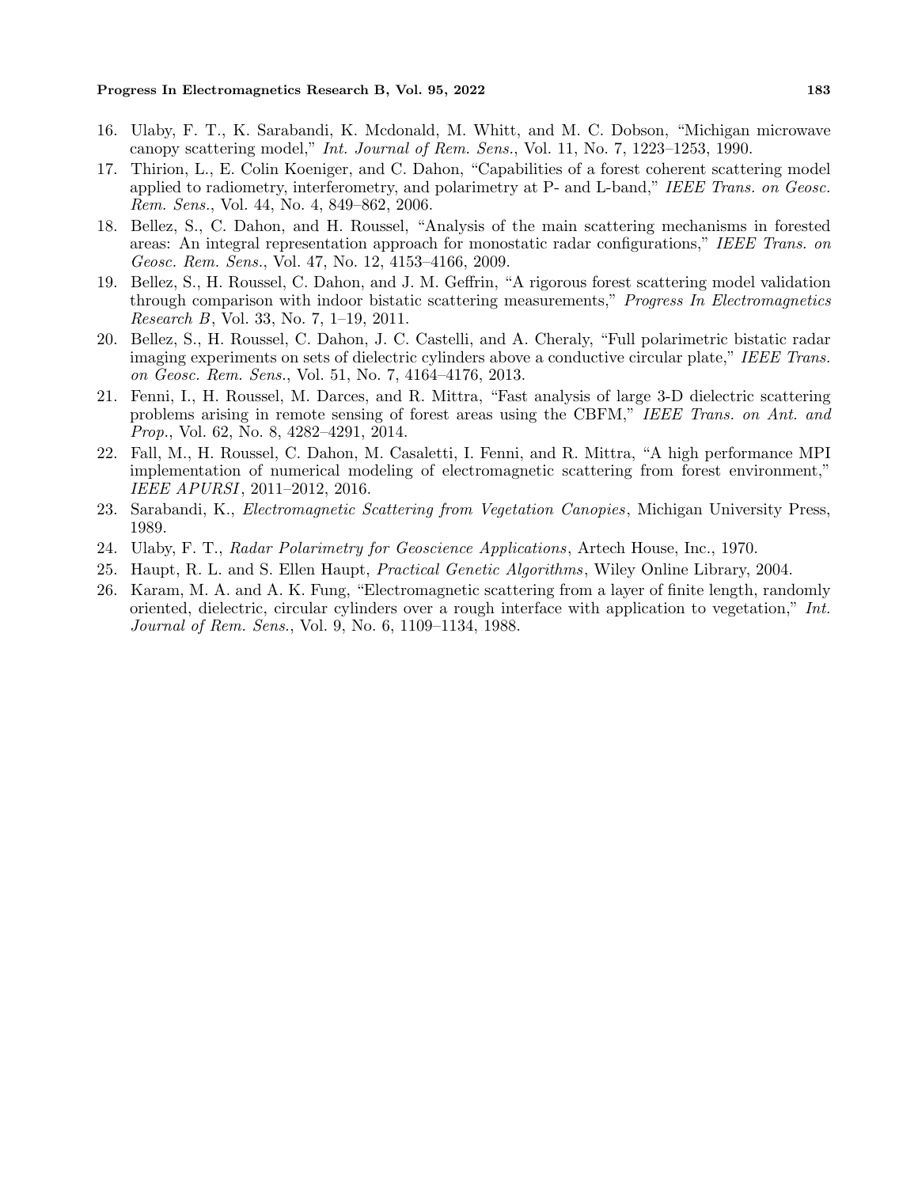16. Ulaby, F. T., K. Sarabandi, K. Mcdonald, M. Whitt, and M. C. Dobson, "Michigan microwave canopy scattering model," *Int. Journal of Rem. Sens.*, Vol. 11, No. 7, 1223–1253, 1990.
17. Thirion, L., E. Colin Koeniger, and C. Dahon, "Capabilities of a forest coherent scattering model applied to radiometry, interferometry, and polarimetry at P- and L-band," *IEEE Trans. on Geosc. Rem. Sens.*, Vol. 44, No. 4, 849–862, 2006.
18. Bellez, S., C. Dahon, and H. Roussel, "Analysis of the main scattering mechanisms in forested areas: An integral representation approach for monostatic radar configurations," *IEEE Trans. on Geosc. Rem. Sens.*, Vol. 47, No. 12, 4153–4166, 2009.
19. Bellez, S., H. Roussel, C. Dahon, and J. M. Geffrin, "A rigorous forest scattering model validation through comparison with indoor bistatic scattering measurements," *Progress In Electromagnetics Research B*, Vol. 33, No. 7, 1–19, 2011.
20. Bellez, S., H. Roussel, C. Dahon, J. C. Castelli, and A. Cheraly, "Full polarimetric bistatic radar imaging experiments on sets of dielectric cylinders above a conductive circular plate," *IEEE Trans. on Geosc. Rem. Sens.*, Vol. 51, No. 7, 4164–4176, 2013.
21. Fenni, I., H. Roussel, M. Darces, and R. Mittra, "Fast analysis of large 3-D dielectric scattering problems arising in remote sensing of forest areas using the CBFM," *IEEE Trans. on Ant. and Prop.*, Vol. 62, No. 8, 4282–4291, 2014.
22. Fall, M., H. Roussel, C. Dahon, M. Casaletti, I. Fenni, and R. Mittra, "A high performance MPI implementation of numerical modeling of electromagnetic scattering from forest environment," *IEEE APURSI*, 2011–2012, 2016.
23. Sarabandi, K., *Electromagnetic Scattering from Vegetation Canopies*, Michigan University Press, 1989.
24. Ulaby, F. T., *Radar Polarimetry for Geoscience Applications*, Artech House, Inc., 1970.
25. Haupt, R. L. and S. Ellen Haupt, *Practical Genetic Algorithms*, Wiley Online Library, 2004.
26. Karam, M. A. and A. K. Fung, "Electromagnetic scattering from a layer of finite length, randomly oriented, dielectric, circular cylinders over a rough interface with application to vegetation," *Int. Journal of Rem. Sens.*, Vol. 9, No. 6, 1109–1134, 1988.